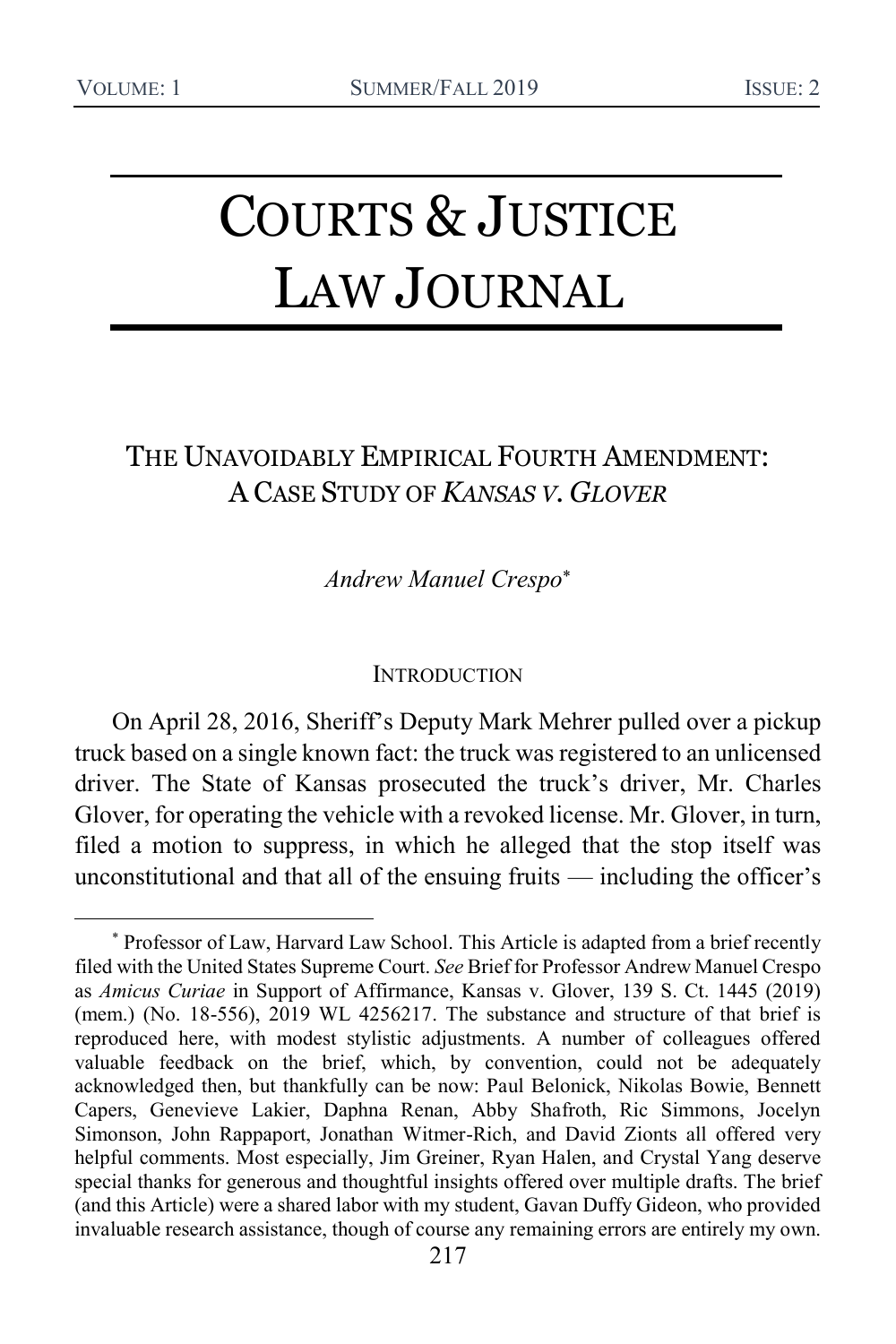# COURTS & JUSTICE LAW JOURNAL

## THE UNAVOIDABLY EMPIRICAL FOURTH AMENDMENT: A CASE STUDY OF *KANSAS V. GLOVER*

*Andrew Manuel Crespo*[*]

### INTRODUCTION

On April 28, 2016, Sheriff's Deputy Mark Mehrer pulled over a pickup truck based on a single known fact: the truck was registered to an unlicensed driver. The State of Kansas prosecuted the truck's driver, Mr. Charles Glover, for operating the vehicle with a revoked license. Mr. Glover, in turn, filed a motion to suppress, in which he alleged that the stop itself was unconstitutional and that all of the ensuing fruits — including the officer's

---

[*] Professor of Law, Harvard Law School. This Article is adapted from a brief recently filed with the United States Supreme Court. *See* Brief for Professor Andrew Manuel Crespo as *Amicus Curiae* in Support of Affirmance, Kansas v. Glover, 139 S. Ct. 1445 (2019) (mem.) (No. 18-556), 2019 WL 4256217. The substance and structure of that brief is reproduced here, with modest stylistic adjustments. A number of colleagues offered valuable feedback on the brief, which, by convention, could not be adequately acknowledged then, but thankfully can be now: Paul Belonick, Nikolas Bowie, Bennett Capers, Genevieve Lakier, Daphna Renan, Abby Shafroth, Ric Simmons, Jocelyn Simonson, John Rappaport, Jonathan Witmer-Rich, and David Zionts all offered very helpful comments. Most especially, Jim Greiner, Ryan Halen, and Crystal Yang deserve special thanks for generous and thoughtful insights offered over multiple drafts. The brief (and this Article) were a shared labor with my student, Gavan Duffy Gideon, who provided invaluable research assistance, though of course any remaining errors are entirely my own.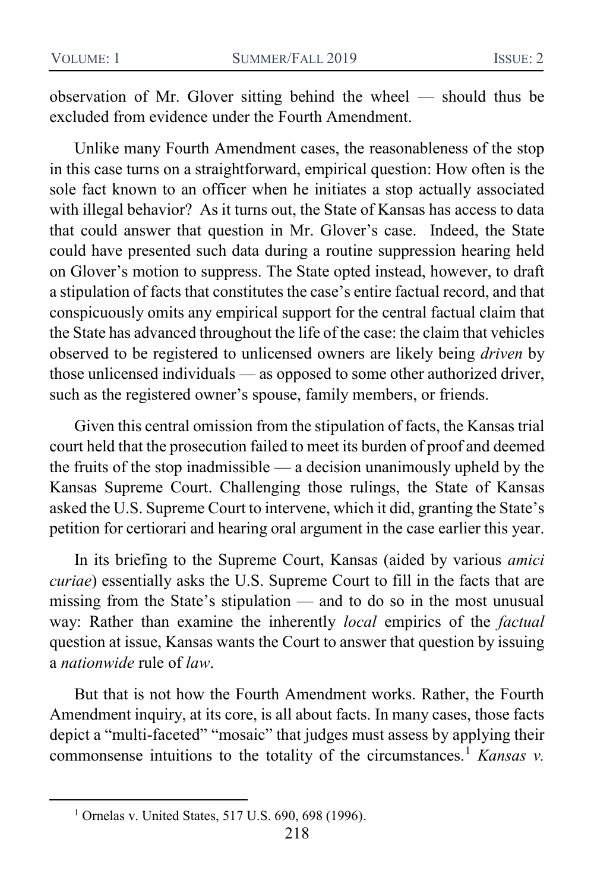observation of Mr. Glover sitting behind the wheel — should thus be excluded from evidence under the Fourth Amendment.

Unlike many Fourth Amendment cases, the reasonableness of the stop in this case turns on a straightforward, empirical question: How often is the sole fact known to an officer when he initiates a stop actually associated with illegal behavior? As it turns out, the State of Kansas has access to data that could answer that question in Mr. Glover's case. Indeed, the State could have presented such data during a routine suppression hearing held on Glover's motion to suppress. The State opted instead, however, to draft a stipulation of facts that constitutes the case's entire factual record, and that conspicuously omits any empirical support for the central factual claim that the State has advanced throughout the life of the case: the claim that vehicles observed to be registered to unlicensed owners are likely being *driven* by those unlicensed individuals — as opposed to some other authorized driver, such as the registered owner's spouse, family members, or friends.

Given this central omission from the stipulation of facts, the Kansas trial court held that the prosecution failed to meet its burden of proof and deemed the fruits of the stop inadmissible — a decision unanimously upheld by the Kansas Supreme Court. Challenging those rulings, the State of Kansas asked the U.S. Supreme Court to intervene, which it did, granting the State's petition for certiorari and hearing oral argument in the case earlier this year.

In its briefing to the Supreme Court, Kansas (aided by various *amici curiae*) essentially asks the U.S. Supreme Court to fill in the facts that are missing from the State's stipulation — and to do so in the most unusual way: Rather than examine the inherently *local* empirics of the *factual* question at issue, Kansas wants the Court to answer that question by issuing a *nationwide* rule of *law*.

But that is not how the Fourth Amendment works. Rather, the Fourth Amendment inquiry, at its core, is all about facts. In many cases, those facts depict a "multi-faceted" "mosaic" that judges must assess by applying their commonsense intuitions to the totality of the circumstances.[1] *Kansas v.*

---

[1] Ornelas v. United States, 517 U.S. 690, 698 (1996).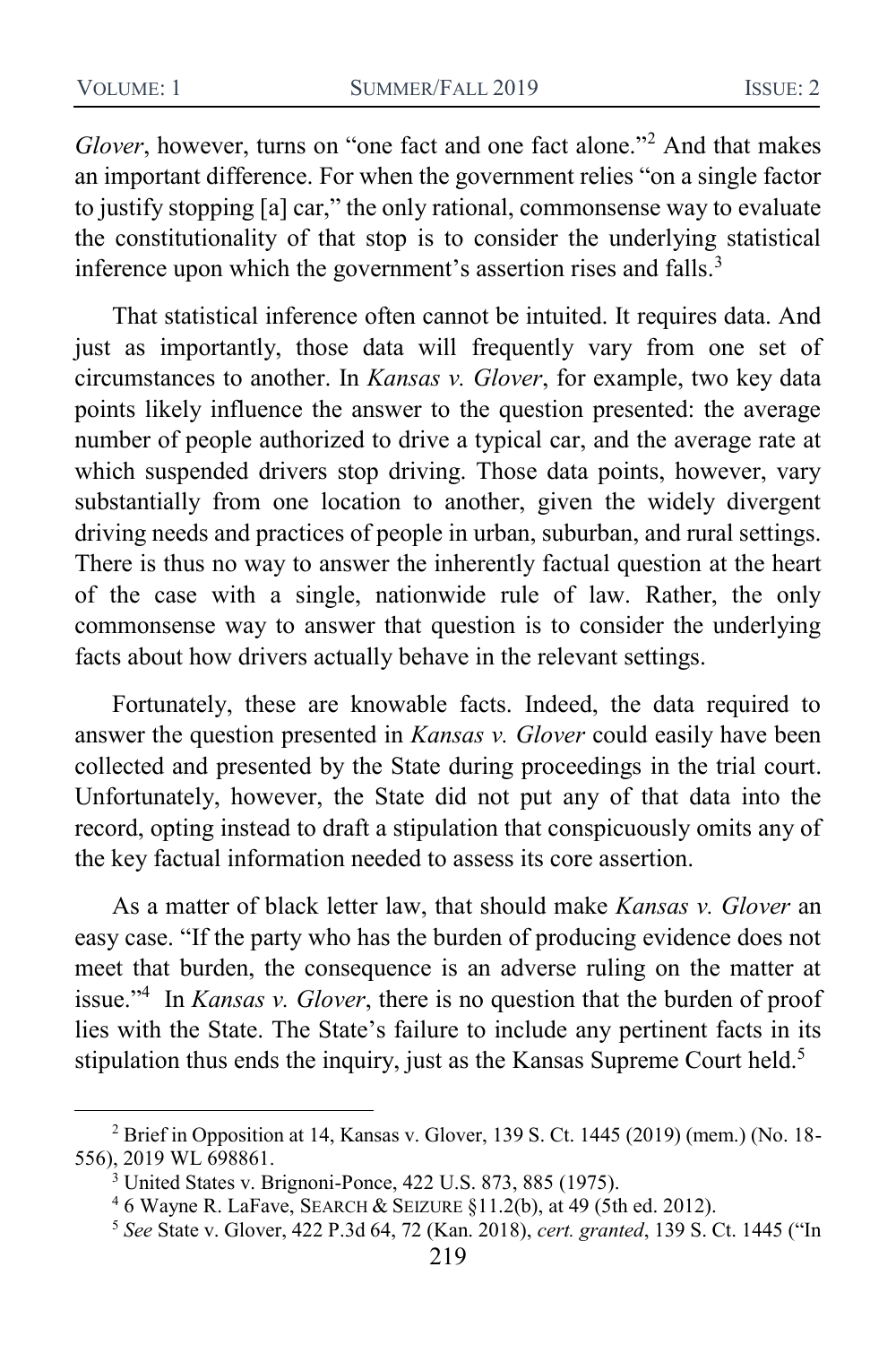*Glover*, however, turns on "one fact and one fact alone."[2] And that makes an important difference. For when the government relies "on a single factor to justify stopping [a] car," the only rational, commonsense way to evaluate the constitutionality of that stop is to consider the underlying statistical inference upon which the government's assertion rises and falls.[3]

That statistical inference often cannot be intuited. It requires data. And just as importantly, those data will frequently vary from one set of circumstances to another. In *Kansas v. Glover*, for example, two key data points likely influence the answer to the question presented: the average number of people authorized to drive a typical car, and the average rate at which suspended drivers stop driving. Those data points, however, vary substantially from one location to another, given the widely divergent driving needs and practices of people in urban, suburban, and rural settings. There is thus no way to answer the inherently factual question at the heart of the case with a single, nationwide rule of law. Rather, the only commonsense way to answer that question is to consider the underlying facts about how drivers actually behave in the relevant settings.

Fortunately, these are knowable facts. Indeed, the data required to answer the question presented in *Kansas v. Glover* could easily have been collected and presented by the State during proceedings in the trial court. Unfortunately, however, the State did not put any of that data into the record, opting instead to draft a stipulation that conspicuously omits any of the key factual information needed to assess its core assertion.

As a matter of black letter law, that should make *Kansas v. Glover* an easy case. "If the party who has the burden of producing evidence does not meet that burden, the consequence is an adverse ruling on the matter at issue."[4] In *Kansas v. Glover*, there is no question that the burden of proof lies with the State. The State's failure to include any pertinent facts in its stipulation thus ends the inquiry, just as the Kansas Supreme Court held.[5]

---

[2] Brief in Opposition at 14, Kansas v. Glover, 139 S. Ct. 1445 (2019) (mem.) (No. 18-556), 2019 WL 698861.

[3] United States v. Brignoni-Ponce, 422 U.S. 873, 885 (1975).

[4] 6 Wayne R. LaFave, SEARCH & SEIZURE §11.2(b), at 49 (5th ed. 2012).

[5] *See* State v. Glover, 422 P.3d 64, 72 (Kan. 2018), *cert. granted*, 139 S. Ct. 1445 ("In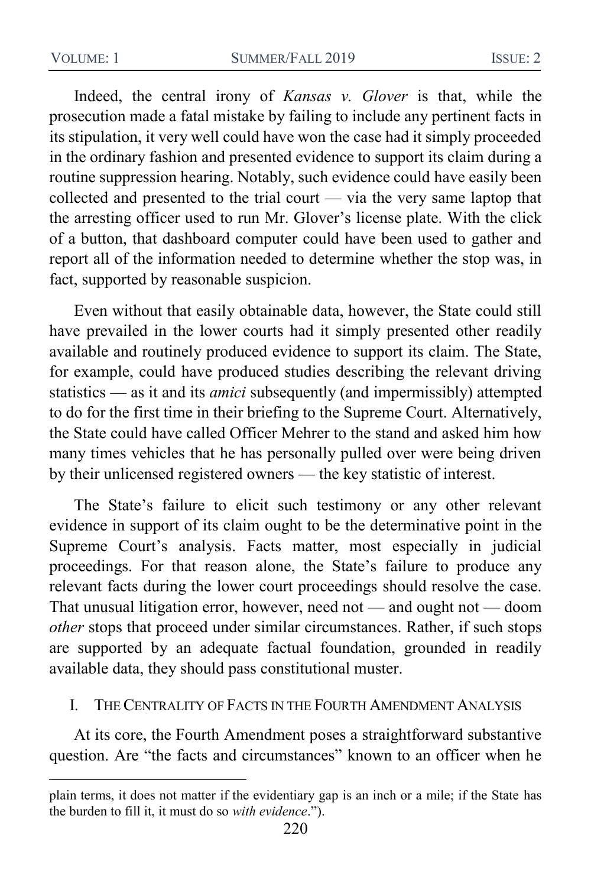Indeed, the central irony of *Kansas v. Glover* is that, while the prosecution made a fatal mistake by failing to include any pertinent facts in its stipulation, it very well could have won the case had it simply proceeded in the ordinary fashion and presented evidence to support its claim during a routine suppression hearing. Notably, such evidence could have easily been collected and presented to the trial court — via the very same laptop that the arresting officer used to run Mr. Glover's license plate. With the click of a button, that dashboard computer could have been used to gather and report all of the information needed to determine whether the stop was, in fact, supported by reasonable suspicion.

Even without that easily obtainable data, however, the State could still have prevailed in the lower courts had it simply presented other readily available and routinely produced evidence to support its claim. The State, for example, could have produced studies describing the relevant driving statistics — as it and its *amici* subsequently (and impermissibly) attempted to do for the first time in their briefing to the Supreme Court. Alternatively, the State could have called Officer Mehrer to the stand and asked him how many times vehicles that he has personally pulled over were being driven by their unlicensed registered owners — the key statistic of interest.

The State's failure to elicit such testimony or any other relevant evidence in support of its claim ought to be the determinative point in the Supreme Court's analysis. Facts matter, most especially in judicial proceedings. For that reason alone, the State's failure to produce any relevant facts during the lower court proceedings should resolve the case. That unusual litigation error, however, need not — and ought not — doom *other* stops that proceed under similar circumstances. Rather, if such stops are supported by an adequate factual foundation, grounded in readily available data, they should pass constitutional muster.

## I. The Centrality of Facts in the Fourth Amendment Analysis

At its core, the Fourth Amendment poses a straightforward substantive question. Are "the facts and circumstances" known to an officer when he

---

plain terms, it does not matter if the evidentiary gap is an inch or a mile; if the State has the burden to fill it, it must do so *with evidence*.").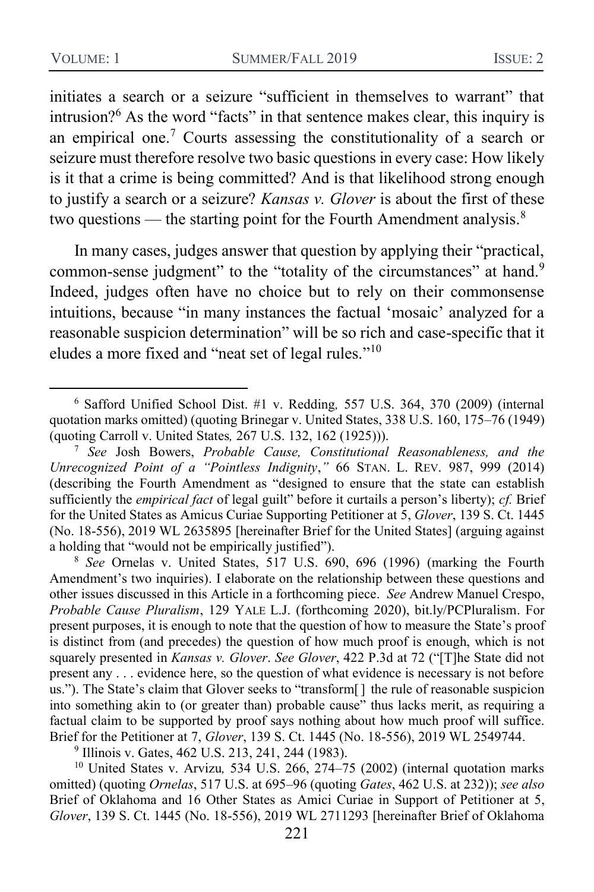initiates a search or a seizure "sufficient in themselves to warrant" that intrusion?[6] As the word "facts" in that sentence makes clear, this inquiry is an empirical one.[7] Courts assessing the constitutionality of a search or seizure must therefore resolve two basic questions in every case: How likely is it that a crime is being committed? And is that likelihood strong enough to justify a search or a seizure? *Kansas v. Glover* is about the first of these two questions — the starting point for the Fourth Amendment analysis.[8]

In many cases, judges answer that question by applying their "practical, common-sense judgment" to the "totality of the circumstances" at hand.[9] Indeed, judges often have no choice but to rely on their commonsense intuitions, because "in many instances the factual 'mosaic' analyzed for a reasonable suspicion determination" will be so rich and case-specific that it eludes a more fixed and "neat set of legal rules."[10]

---

[6] Safford Unified School Dist. #1 v. Redding*,* 557 U.S. 364, 370 (2009) (internal quotation marks omitted) (quoting Brinegar v. United States, 338 U.S. 160, 175–76 (1949) (quoting Carroll v. United States*,* 267 U.S. 132, 162 (1925))).

[7] *See* Josh Bowers, *Probable Cause, Constitutional Reasonableness, and the Unrecognized Point of a "Pointless Indignity*,*"* 66 STAN. L. REV. 987, 999 (2014) (describing the Fourth Amendment as "designed to ensure that the state can establish sufficiently the *empirical fact* of legal guilt" before it curtails a person's liberty); *cf.* Brief for the United States as Amicus Curiae Supporting Petitioner at 5, *Glover*, 139 S. Ct. 1445 (No. 18-556), 2019 WL 2635895 [hereinafter Brief for the United States] (arguing against a holding that "would not be empirically justified").

[8] *See* Ornelas v. United States, 517 U.S. 690, 696 (1996) (marking the Fourth Amendment's two inquiries). I elaborate on the relationship between these questions and other issues discussed in this Article in a forthcoming piece. *See* Andrew Manuel Crespo, *Probable Cause Pluralism*, 129 YALE L.J. (forthcoming 2020), bit.ly/PCPluralism. For present purposes, it is enough to note that the question of how to measure the State's proof is distinct from (and precedes) the question of how much proof is enough, which is not squarely presented in *Kansas v. Glover*. *See Glover*, 422 P.3d at 72 ("[T]he State did not present any . . . evidence here, so the question of what evidence is necessary is not before us."). The State's claim that Glover seeks to "transform[ ] the rule of reasonable suspicion into something akin to (or greater than) probable cause" thus lacks merit, as requiring a factual claim to be supported by proof says nothing about how much proof will suffice. Brief for the Petitioner at 7, *Glover*, 139 S. Ct. 1445 (No. 18-556), 2019 WL 2549744.

[9] Illinois v. Gates, 462 U.S. 213, 241, 244 (1983).

[10] United States v. Arvizu*,* 534 U.S. 266, 274–75 (2002) (internal quotation marks omitted) (quoting *Ornelas*, 517 U.S. at 695–96 (quoting *Gates*, 462 U.S. at 232)); *see also* Brief of Oklahoma and 16 Other States as Amici Curiae in Support of Petitioner at 5, *Glover*, 139 S. Ct. 1445 (No. 18-556), 2019 WL 2711293 [hereinafter Brief of Oklahoma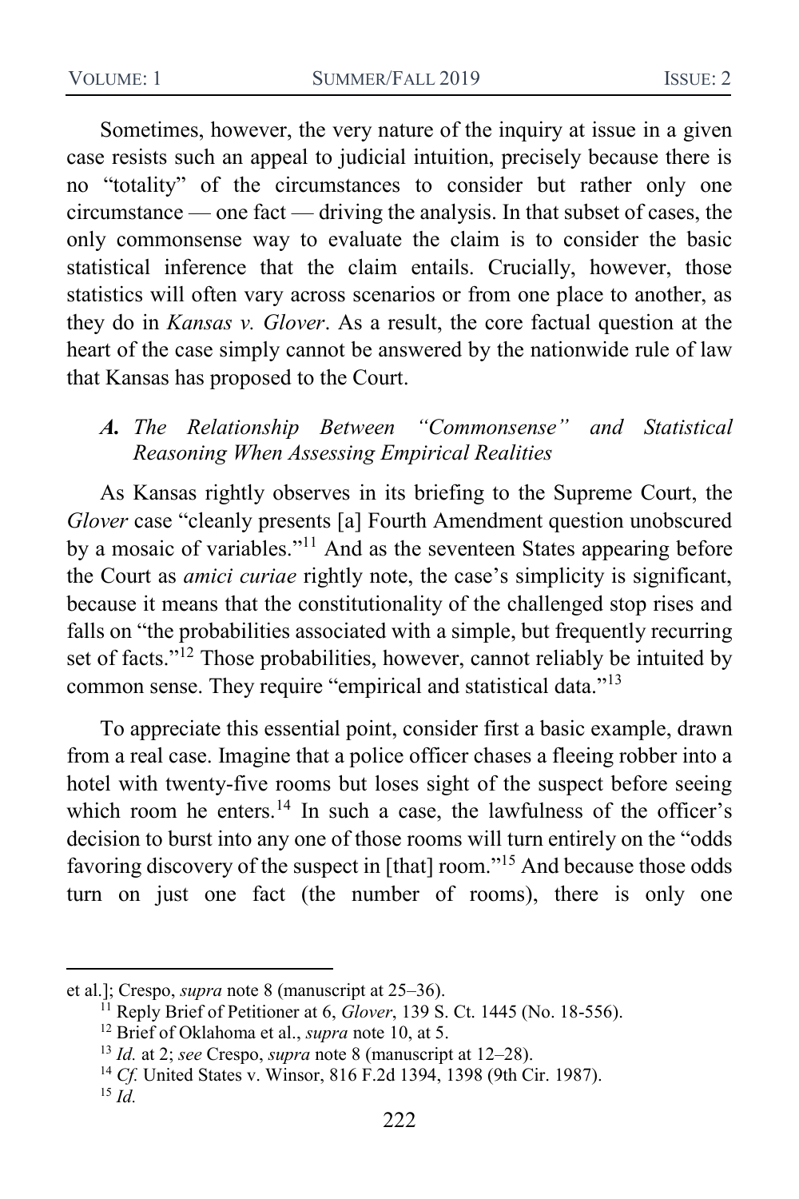Sometimes, however, the very nature of the inquiry at issue in a given case resists such an appeal to judicial intuition, precisely because there is no "totality" of the circumstances to consider but rather only one circumstance — one fact — driving the analysis. In that subset of cases, the only commonsense way to evaluate the claim is to consider the basic statistical inference that the claim entails. Crucially, however, those statistics will often vary across scenarios or from one place to another, as they do in *Kansas v. Glover*. As a result, the core factual question at the heart of the case simply cannot be answered by the nationwide rule of law that Kansas has proposed to the Court.

### *A. The Relationship Between "Commonsense" and Statistical Reasoning When Assessing Empirical Realities*

As Kansas rightly observes in its briefing to the Supreme Court, the *Glover* case "cleanly presents [a] Fourth Amendment question unobscured by a mosaic of variables."[11] And as the seventeen States appearing before the Court as *amici curiae* rightly note, the case's simplicity is significant, because it means that the constitutionality of the challenged stop rises and falls on "the probabilities associated with a simple, but frequently recurring set of facts."[12] Those probabilities, however, cannot reliably be intuited by common sense. They require "empirical and statistical data."[13]

To appreciate this essential point, consider first a basic example, drawn from a real case. Imagine that a police officer chases a fleeing robber into a hotel with twenty-five rooms but loses sight of the suspect before seeing which room he enters.[14] In such a case, the lawfulness of the officer's decision to burst into any one of those rooms will turn entirely on the "odds favoring discovery of the suspect in [that] room."[15] And because those odds turn on just one fact (the number of rooms), there is only one

---

et al.]; Crespo, *supra* note 8 (manuscript at 25–36).

[11] Reply Brief of Petitioner at 6, *Glover*, 139 S. Ct. 1445 (No. 18-556).

[12] Brief of Oklahoma et al., *supra* note 10, at 5.

[13] *Id.* at 2; *see* Crespo, *supra* note 8 (manuscript at 12–28).

[14] *Cf.* United States v. Winsor, 816 F.2d 1394, 1398 (9th Cir. 1987).

[15] *Id.*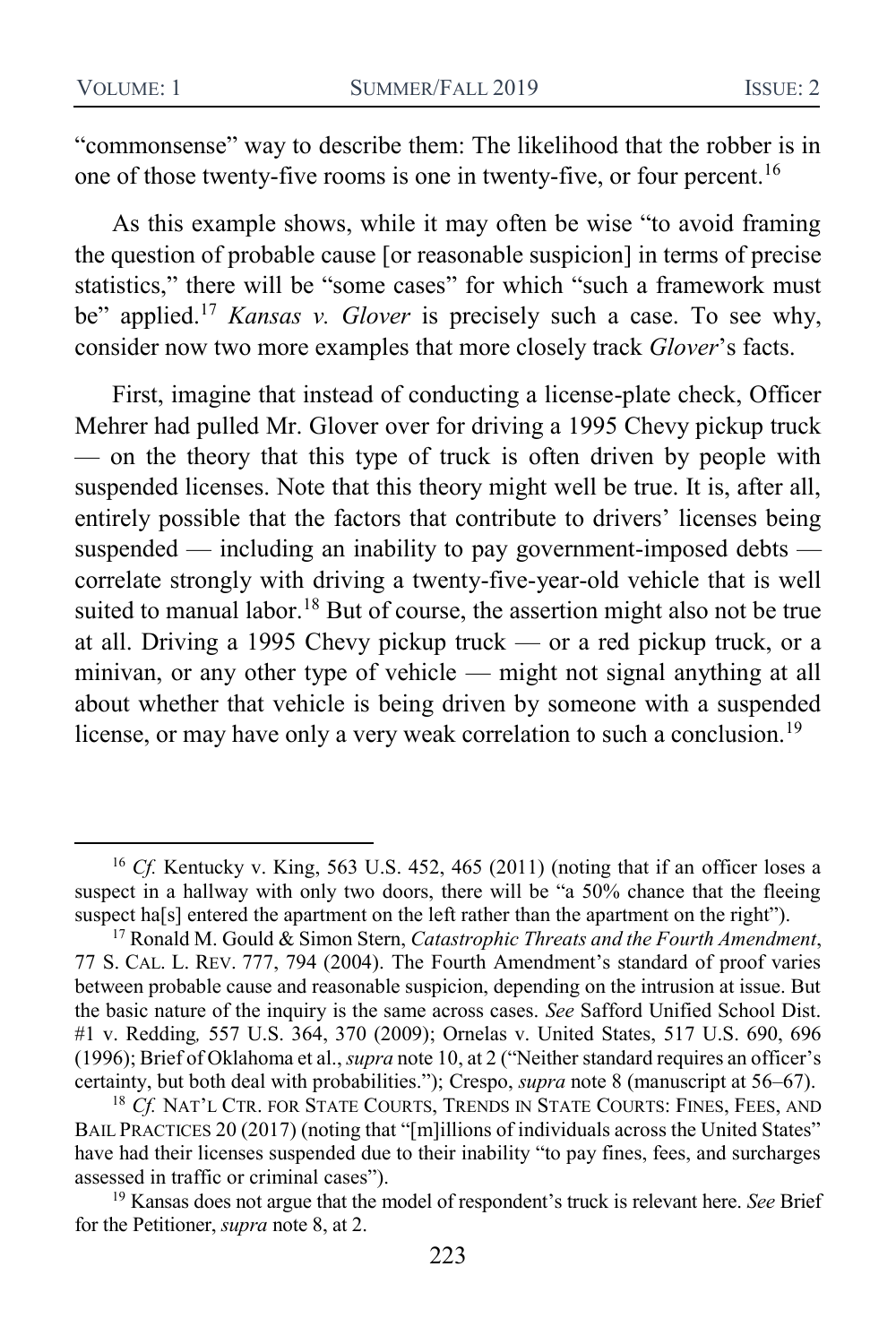"commonsense" way to describe them: The likelihood that the robber is in one of those twenty-five rooms is one in twenty-five, or four percent.[16]

As this example shows, while it may often be wise "to avoid framing the question of probable cause [or reasonable suspicion] in terms of precise statistics," there will be "some cases" for which "such a framework must be" applied.[17] *Kansas v. Glover* is precisely such a case. To see why, consider now two more examples that more closely track *Glover*'s facts.

First, imagine that instead of conducting a license-plate check, Officer Mehrer had pulled Mr. Glover over for driving a 1995 Chevy pickup truck — on the theory that this type of truck is often driven by people with suspended licenses. Note that this theory might well be true. It is, after all, entirely possible that the factors that contribute to drivers' licenses being suspended — including an inability to pay government-imposed debts — correlate strongly with driving a twenty-five-year-old vehicle that is well suited to manual labor.[18] But of course, the assertion might also not be true at all. Driving a 1995 Chevy pickup truck — or a red pickup truck, or a minivan, or any other type of vehicle — might not signal anything at all about whether that vehicle is being driven by someone with a suspended license, or may have only a very weak correlation to such a conclusion.[19]

---

[16] *Cf.* Kentucky v. King, 563 U.S. 452, 465 (2011) (noting that if an officer loses a suspect in a hallway with only two doors, there will be "a 50% chance that the fleeing suspect ha[s] entered the apartment on the left rather than the apartment on the right").

[17] Ronald M. Gould & Simon Stern, *Catastrophic Threats and the Fourth Amendment*, 77 S. CAL. L. REV. 777, 794 (2004). The Fourth Amendment's standard of proof varies between probable cause and reasonable suspicion, depending on the intrusion at issue. But the basic nature of the inquiry is the same across cases. *See* Safford Unified School Dist. #1 v. Redding*,* 557 U.S. 364, 370 (2009); Ornelas v. United States, 517 U.S. 690, 696 (1996); Brief of Oklahoma et al., *supra* note 10, at 2 ("Neither standard requires an officer's certainty, but both deal with probabilities."); Crespo, *supra* note 8 (manuscript at 56–67).

[18] *Cf.* NAT'L CTR. FOR STATE COURTS, TRENDS IN STATE COURTS: FINES, FEES, AND BAIL PRACTICES 20 (2017) (noting that "[m]illions of individuals across the United States" have had their licenses suspended due to their inability "to pay fines, fees, and surcharges assessed in traffic or criminal cases").

[19] Kansas does not argue that the model of respondent's truck is relevant here. *See* Brief for the Petitioner, *supra* note 8, at 2.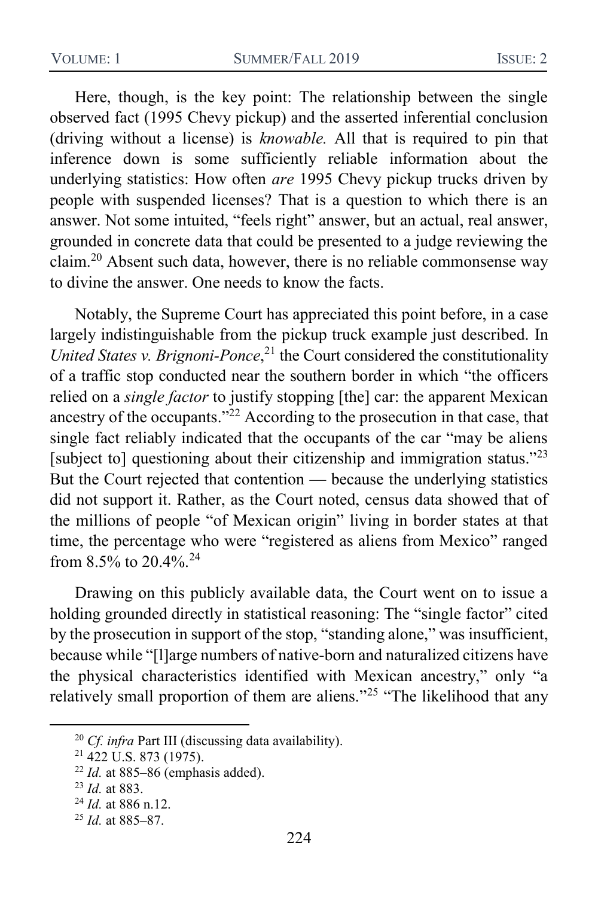Here, though, is the key point: The relationship between the single observed fact (1995 Chevy pickup) and the asserted inferential conclusion (driving without a license) is *knowable.* All that is required to pin that inference down is some sufficiently reliable information about the underlying statistics: How often *are* 1995 Chevy pickup trucks driven by people with suspended licenses? That is a question to which there is an answer. Not some intuited, "feels right" answer, but an actual, real answer, grounded in concrete data that could be presented to a judge reviewing the claim.[20] Absent such data, however, there is no reliable commonsense way to divine the answer. One needs to know the facts.

Notably, the Supreme Court has appreciated this point before, in a case largely indistinguishable from the pickup truck example just described. In *United States v. Brignoni-Ponce*,[21] the Court considered the constitutionality of a traffic stop conducted near the southern border in which "the officers relied on a *single factor* to justify stopping [the] car: the apparent Mexican ancestry of the occupants."[22] According to the prosecution in that case, that single fact reliably indicated that the occupants of the car "may be aliens [subject to] questioning about their citizenship and immigration status."[23] But the Court rejected that contention — because the underlying statistics did not support it. Rather, as the Court noted, census data showed that of the millions of people "of Mexican origin" living in border states at that time, the percentage who were "registered as aliens from Mexico" ranged from 8.5% to 20.4%.[24]

Drawing on this publicly available data, the Court went on to issue a holding grounded directly in statistical reasoning: The "single factor" cited by the prosecution in support of the stop, "standing alone," was insufficient, because while "[l]arge numbers of native-born and naturalized citizens have the physical characteristics identified with Mexican ancestry," only "a relatively small proportion of them are aliens."[25] "The likelihood that any

---

[20] *Cf. infra* Part III (discussing data availability).

[21] 422 U.S. 873 (1975).

[22] *Id.* at 885–86 (emphasis added).

[23] *Id.* at 883.

[24] *Id.* at 886 n.12.

[25] *Id.* at 885–87.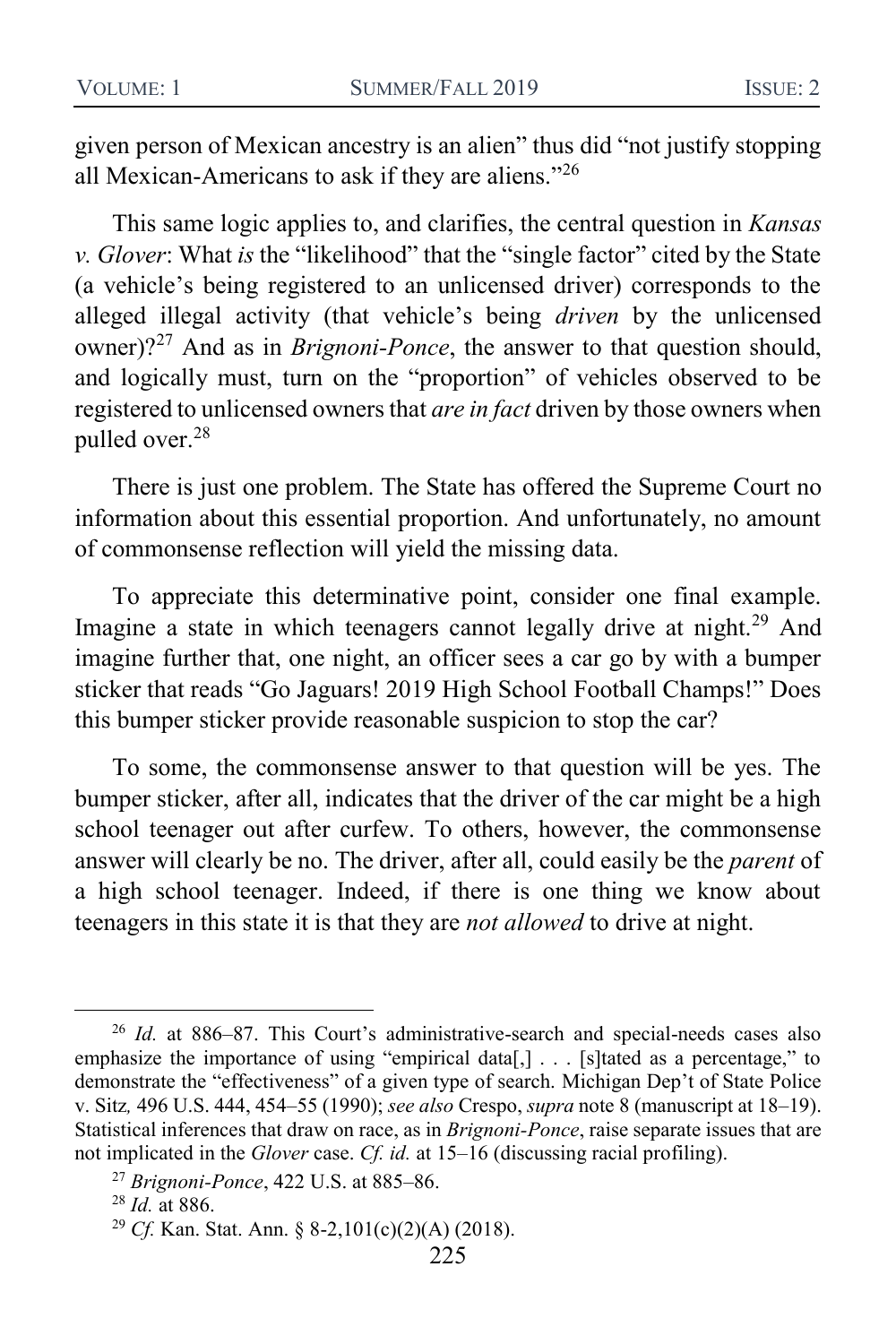given person of Mexican ancestry is an alien" thus did "not justify stopping all Mexican-Americans to ask if they are aliens."[26]

This same logic applies to, and clarifies, the central question in *Kansas v. Glover*: What *is* the "likelihood" that the "single factor" cited by the State (a vehicle's being registered to an unlicensed driver) corresponds to the alleged illegal activity (that vehicle's being *driven* by the unlicensed owner)?[27] And as in *Brignoni-Ponce*, the answer to that question should, and logically must, turn on the "proportion" of vehicles observed to be registered to unlicensed owners that *are in fact* driven by those owners when pulled over.[28]

There is just one problem. The State has offered the Supreme Court no information about this essential proportion. And unfortunately, no amount of commonsense reflection will yield the missing data.

To appreciate this determinative point, consider one final example. Imagine a state in which teenagers cannot legally drive at night.[29] And imagine further that, one night, an officer sees a car go by with a bumper sticker that reads "Go Jaguars! 2019 High School Football Champs!" Does this bumper sticker provide reasonable suspicion to stop the car?

To some, the commonsense answer to that question will be yes. The bumper sticker, after all, indicates that the driver of the car might be a high school teenager out after curfew. To others, however, the commonsense answer will clearly be no. The driver, after all, could easily be the *parent* of a high school teenager. Indeed, if there is one thing we know about teenagers in this state it is that they are *not allowed* to drive at night.

---

[26] *Id.* at 886–87. This Court's administrative-search and special-needs cases also emphasize the importance of using "empirical data[,] . . . [s]tated as a percentage," to demonstrate the "effectiveness" of a given type of search. Michigan Dep't of State Police v. Sitz*,* 496 U.S. 444, 454–55 (1990); *see also* Crespo, *supra* note 8 (manuscript at 18–19). Statistical inferences that draw on race, as in *Brignoni-Ponce*, raise separate issues that are not implicated in the *Glover* case. *Cf. id.* at 15–16 (discussing racial profiling).

[27] *Brignoni-Ponce*, 422 U.S. at 885–86.

[28] *Id.* at 886.

[29] *Cf.* Kan. Stat. Ann. § 8-2,101(c)(2)(A) (2018).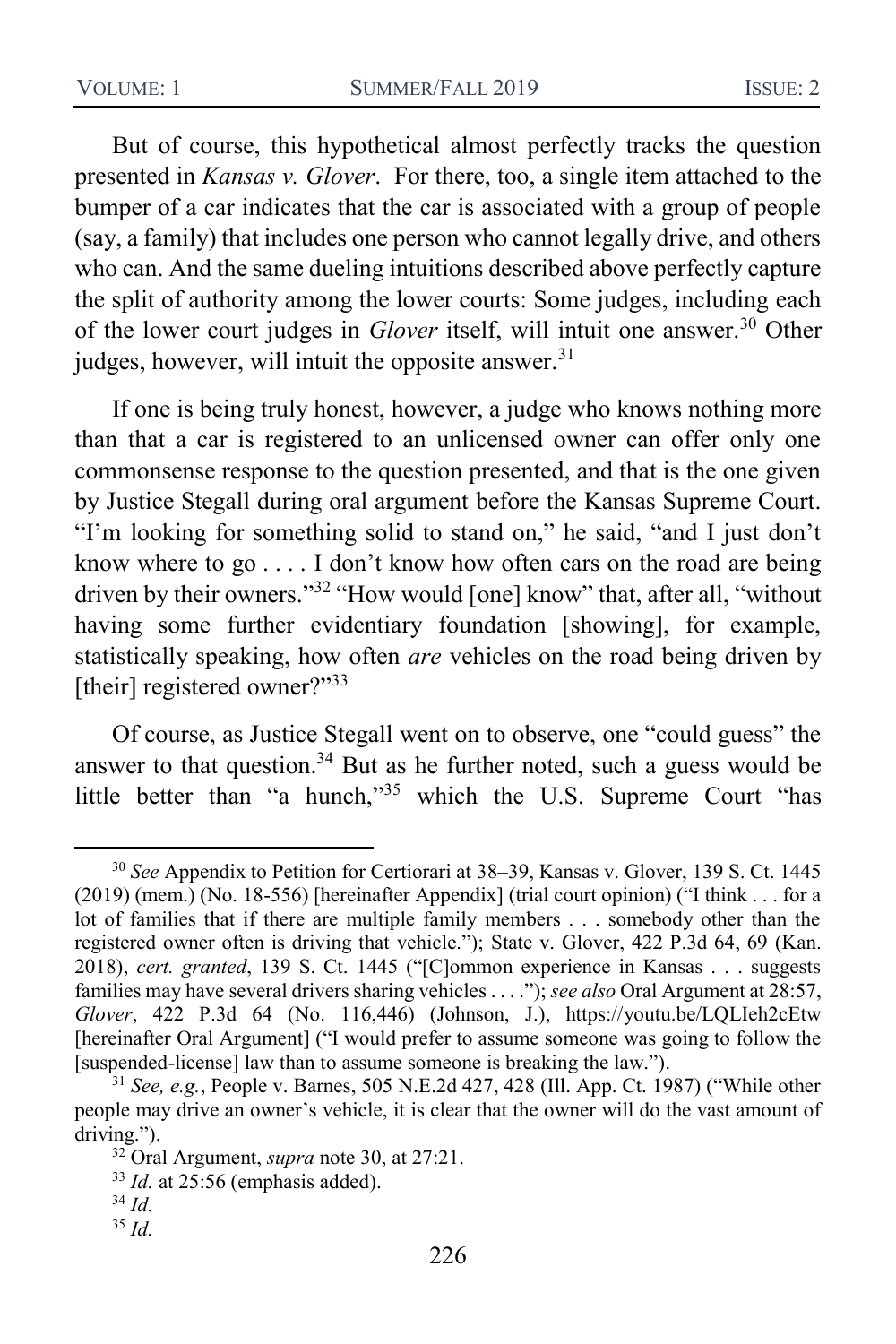But of course, this hypothetical almost perfectly tracks the question presented in *Kansas v. Glover*. For there, too, a single item attached to the bumper of a car indicates that the car is associated with a group of people (say, a family) that includes one person who cannot legally drive, and others who can. And the same dueling intuitions described above perfectly capture the split of authority among the lower courts: Some judges, including each of the lower court judges in *Glover* itself, will intuit one answer.[30] Other judges, however, will intuit the opposite answer.[31]

If one is being truly honest, however, a judge who knows nothing more than that a car is registered to an unlicensed owner can offer only one commonsense response to the question presented, and that is the one given by Justice Stegall during oral argument before the Kansas Supreme Court. "I'm looking for something solid to stand on," he said, "and I just don't know where to go . . . . I don't know how often cars on the road are being driven by their owners."[32] "How would [one] know" that, after all, "without having some further evidentiary foundation [showing], for example, statistically speaking, how often *are* vehicles on the road being driven by [their] registered owner?"[33]

Of course, as Justice Stegall went on to observe, one "could guess" the answer to that question.[34] But as he further noted, such a guess would be little better than "a hunch,"[35] which the U.S. Supreme Court "has

---

[30] *See* Appendix to Petition for Certiorari at 38–39, Kansas v. Glover, 139 S. Ct. 1445 (2019) (mem.) (No. 18-556) [hereinafter Appendix] (trial court opinion) ("I think . . . for a lot of families that if there are multiple family members . . . somebody other than the registered owner often is driving that vehicle."); State v. Glover, 422 P.3d 64, 69 (Kan. 2018), *cert. granted*, 139 S. Ct. 1445 ("[C]ommon experience in Kansas . . . suggests families may have several drivers sharing vehicles . . . ."); *see also* Oral Argument at 28:57, *Glover*, 422 P.3d 64 (No. 116,446) (Johnson, J.), https://youtu.be/LQLIeh2cEtw [hereinafter Oral Argument] ("I would prefer to assume someone was going to follow the [suspended-license] law than to assume someone is breaking the law.").

[31] *See, e.g.*, People v. Barnes, 505 N.E.2d 427, 428 (Ill. App. Ct. 1987) ("While other people may drive an owner's vehicle, it is clear that the owner will do the vast amount of driving.").

[32] Oral Argument, *supra* note 30, at 27:21.

[33] *Id.* at 25:56 (emphasis added).

[34] *Id.*

[35] *Id.*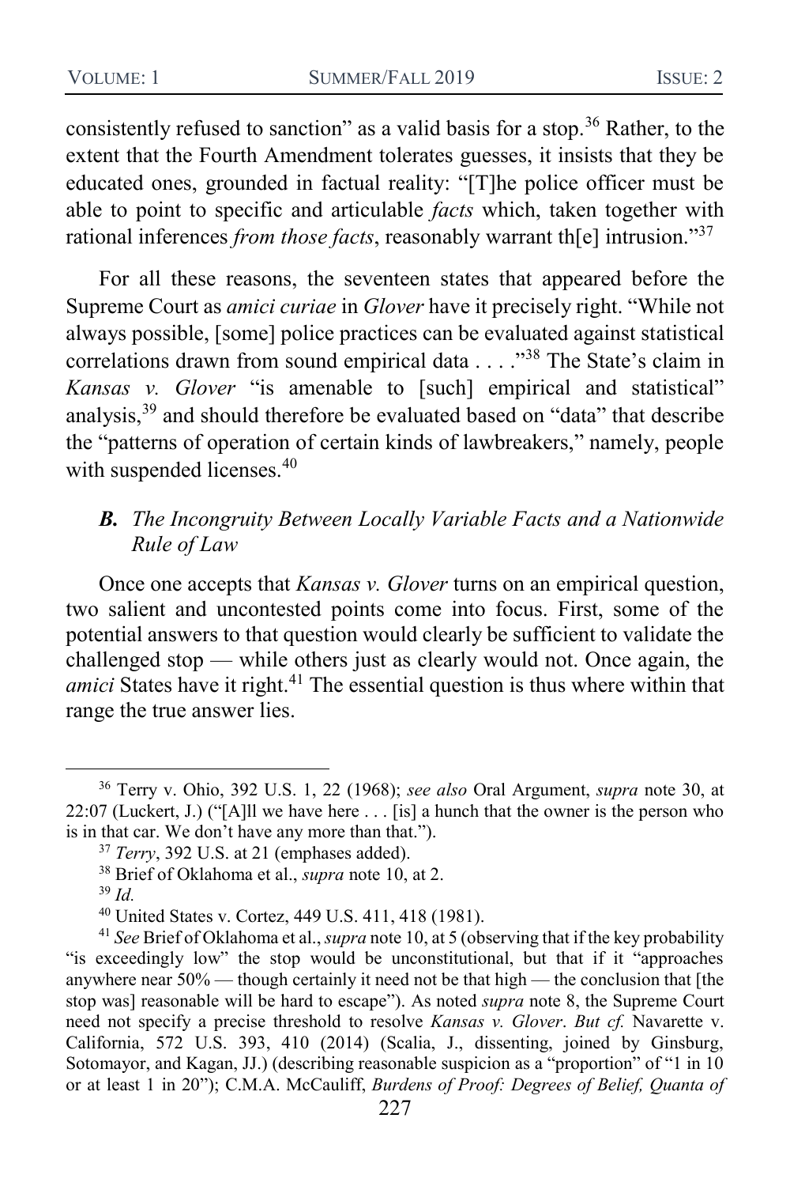consistently refused to sanction" as a valid basis for a stop.[36] Rather, to the extent that the Fourth Amendment tolerates guesses, it insists that they be educated ones, grounded in factual reality: "[T]he police officer must be able to point to specific and articulable *facts* which, taken together with rational inferences *from those facts*, reasonably warrant th[e] intrusion."[37]

For all these reasons, the seventeen states that appeared before the Supreme Court as *amici curiae* in *Glover* have it precisely right. "While not always possible, [some] police practices can be evaluated against statistical correlations drawn from sound empirical data . . . ."[38] The State's claim in *Kansas v. Glover* "is amenable to [such] empirical and statistical" analysis,[39] and should therefore be evaluated based on "data" that describe the "patterns of operation of certain kinds of lawbreakers," namely, people with suspended licenses.[40]

### ***B. The Incongruity Between Locally Variable Facts and a Nationwide Rule of Law***

Once one accepts that *Kansas v. Glover* turns on an empirical question, two salient and uncontested points come into focus. First, some of the potential answers to that question would clearly be sufficient to validate the challenged stop — while others just as clearly would not. Once again, the *amici* States have it right.[41] The essential question is thus where within that range the true answer lies.

---

[36] Terry v. Ohio, 392 U.S. 1, 22 (1968); *see also* Oral Argument, *supra* note 30, at 22:07 (Luckert, J.) ("[A]ll we have here . . . [is] a hunch that the owner is the person who is in that car. We don't have any more than that.").

[37] *Terry*, 392 U.S. at 21 (emphases added).

[38] Brief of Oklahoma et al., *supra* note 10, at 2.

[39] *Id.*

[40] United States v. Cortez, 449 U.S. 411, 418 (1981).

[41] *See* Brief of Oklahoma et al., *supra* note 10, at 5 (observing that if the key probability "is exceedingly low" the stop would be unconstitutional, but that if it "approaches anywhere near 50% — though certainly it need not be that high — the conclusion that [the stop was] reasonable will be hard to escape"). As noted *supra* note 8, the Supreme Court need not specify a precise threshold to resolve *Kansas v. Glover*. *But cf.* Navarette v. California, 572 U.S. 393, 410 (2014) (Scalia, J., dissenting, joined by Ginsburg, Sotomayor, and Kagan, JJ.) (describing reasonable suspicion as a "proportion" of "1 in 10 or at least 1 in 20"); C.M.A. McCauliff, *Burdens of Proof: Degrees of Belief, Quanta of*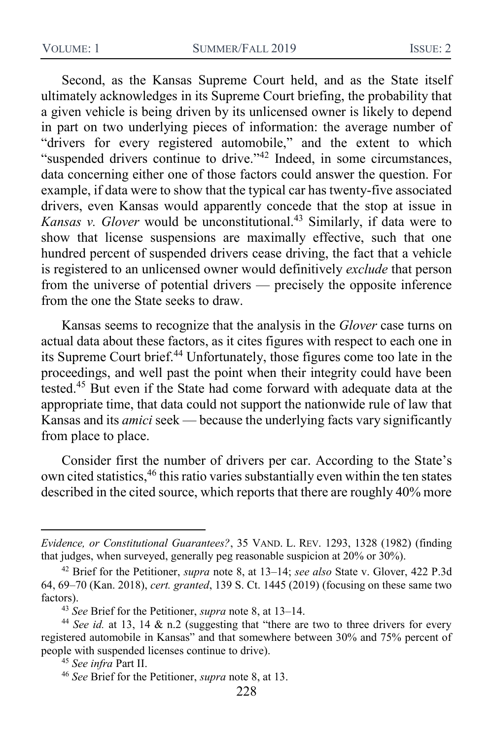Second, as the Kansas Supreme Court held, and as the State itself ultimately acknowledges in its Supreme Court briefing, the probability that a given vehicle is being driven by its unlicensed owner is likely to depend in part on two underlying pieces of information: the average number of "drivers for every registered automobile," and the extent to which "suspended drivers continue to drive."[42] Indeed, in some circumstances, data concerning either one of those factors could answer the question. For example, if data were to show that the typical car has twenty-five associated drivers, even Kansas would apparently concede that the stop at issue in *Kansas v. Glover* would be unconstitutional.[43] Similarly, if data were to show that license suspensions are maximally effective, such that one hundred percent of suspended drivers cease driving, the fact that a vehicle is registered to an unlicensed owner would definitively *exclude* that person from the universe of potential drivers — precisely the opposite inference from the one the State seeks to draw.

Kansas seems to recognize that the analysis in the *Glover* case turns on actual data about these factors, as it cites figures with respect to each one in its Supreme Court brief.[44] Unfortunately, those figures come too late in the proceedings, and well past the point when their integrity could have been tested.[45] But even if the State had come forward with adequate data at the appropriate time, that data could not support the nationwide rule of law that Kansas and its *amici* seek — because the underlying facts vary significantly from place to place.

Consider first the number of drivers per car. According to the State's own cited statistics,[46] this ratio varies substantially even within the ten states described in the cited source, which reports that there are roughly 40% more

---

*Evidence, or Constitutional Guarantees?*, 35 VAND. L. REV. 1293, 1328 (1982) (finding that judges, when surveyed, generally peg reasonable suspicion at 20% or 30%).

[42] Brief for the Petitioner, *supra* note 8, at 13–14; *see also* State v. Glover, 422 P.3d 64, 69–70 (Kan. 2018), *cert. granted*, 139 S. Ct. 1445 (2019) (focusing on these same two factors).

[43] *See* Brief for the Petitioner, *supra* note 8, at 13–14.

[44] *See id.* at 13, 14 & n.2 (suggesting that "there are two to three drivers for every registered automobile in Kansas" and that somewhere between 30% and 75% percent of people with suspended licenses continue to drive).

[45] *See infra* Part II.

[46] *See* Brief for the Petitioner, *supra* note 8, at 13.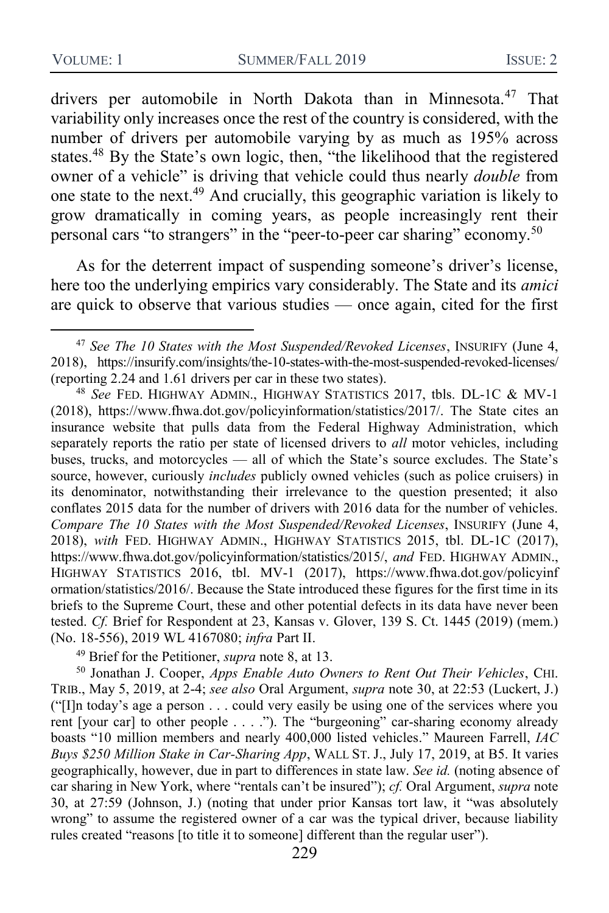drivers per automobile in North Dakota than in Minnesota.[47] That variability only increases once the rest of the country is considered, with the number of drivers per automobile varying by as much as 195% across states.[48] By the State's own logic, then, "the likelihood that the registered owner of a vehicle" is driving that vehicle could thus nearly *double* from one state to the next.[49] And crucially, this geographic variation is likely to grow dramatically in coming years, as people increasingly rent their personal cars "to strangers" in the "peer-to-peer car sharing" economy.[50]

As for the deterrent impact of suspending someone's driver's license, here too the underlying empirics vary considerably. The State and its *amici* are quick to observe that various studies — once again, cited for the first

---

[47] *See The 10 States with the Most Suspended/Revoked Licenses*, INSURIFY (June 4, 2018), https://insurify.com/insights/the-10-states-with-the-most-suspended-revoked-licenses/ (reporting 2.24 and 1.61 drivers per car in these two states).

[48] *See* FED. HIGHWAY ADMIN., HIGHWAY STATISTICS 2017, tbls. DL-1C & MV-1 (2018), https://www.fhwa.dot.gov/policyinformation/statistics/2017/. The State cites an insurance website that pulls data from the Federal Highway Administration, which separately reports the ratio per state of licensed drivers to *all* motor vehicles, including buses, trucks, and motorcycles — all of which the State's source excludes. The State's source, however, curiously *includes* publicly owned vehicles (such as police cruisers) in its denominator, notwithstanding their irrelevance to the question presented; it also conflates 2015 data for the number of drivers with 2016 data for the number of vehicles. *Compare The 10 States with the Most Suspended/Revoked Licenses*, INSURIFY (June 4, 2018), *with* FED. HIGHWAY ADMIN., HIGHWAY STATISTICS 2015, tbl. DL-1C (2017), https://www.fhwa.dot.gov/policyinformation/statistics/2015/, *and* FED. HIGHWAY ADMIN., HIGHWAY STATISTICS 2016, tbl. MV-1 (2017), https://www.fhwa.dot.gov/policyinformation/statistics/2016/. Because the State introduced these figures for the first time in its briefs to the Supreme Court, these and other potential defects in its data have never been tested. *Cf.* Brief for Respondent at 23, Kansas v. Glover, 139 S. Ct. 1445 (2019) (mem.) (No. 18-556), 2019 WL 4167080; *infra* Part II.

[49] Brief for the Petitioner, *supra* note 8, at 13.

[50] Jonathan J. Cooper, *Apps Enable Auto Owners to Rent Out Their Vehicles*, CHI. TRIB., May 5, 2019, at 2-4; *see also* Oral Argument, *supra* note 30, at 22:53 (Luckert, J.) ("[I]n today's age a person . . . could very easily be using one of the services where you rent [your car] to other people . . . ."). The "burgeoning" car-sharing economy already boasts "10 million members and nearly 400,000 listed vehicles." Maureen Farrell, *IAC Buys $250 Million Stake in Car-Sharing App*, WALL ST. J., July 17, 2019, at B5. It varies geographically, however, due in part to differences in state law. *See id.* (noting absence of car sharing in New York, where "rentals can't be insured"); *cf.* Oral Argument, *supra* note 30, at 27:59 (Johnson, J.) (noting that under prior Kansas tort law, it "was absolutely wrong" to assume the registered owner of a car was the typical driver, because liability rules created "reasons [to title it to someone] different than the regular user").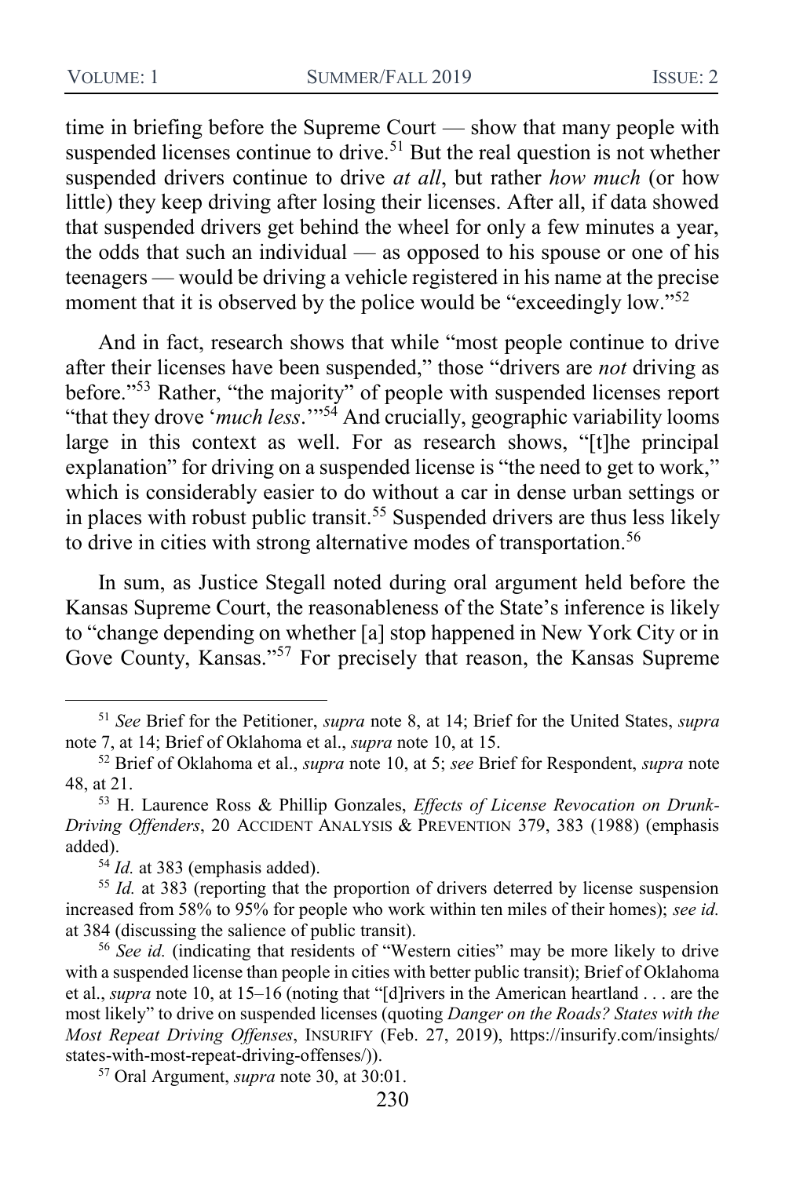time in briefing before the Supreme Court — show that many people with suspended licenses continue to drive.[51] But the real question is not whether suspended drivers continue to drive *at all*, but rather *how much* (or how little) they keep driving after losing their licenses. After all, if data showed that suspended drivers get behind the wheel for only a few minutes a year, the odds that such an individual — as opposed to his spouse or one of his teenagers — would be driving a vehicle registered in his name at the precise moment that it is observed by the police would be "exceedingly low."[52]

And in fact, research shows that while "most people continue to drive after their licenses have been suspended," those "drivers are *not* driving as before."[53] Rather, "the majority" of people with suspended licenses report "that they drove '*much less*.'"[54] And crucially, geographic variability looms large in this context as well. For as research shows, "[t]he principal explanation" for driving on a suspended license is "the need to get to work," which is considerably easier to do without a car in dense urban settings or in places with robust public transit.[55] Suspended drivers are thus less likely to drive in cities with strong alternative modes of transportation.[56]

In sum, as Justice Stegall noted during oral argument held before the Kansas Supreme Court, the reasonableness of the State's inference is likely to "change depending on whether [a] stop happened in New York City or in Gove County, Kansas."[57] For precisely that reason, the Kansas Supreme

---

[51] *See* Brief for the Petitioner, *supra* note 8, at 14; Brief for the United States, *supra* note 7, at 14; Brief of Oklahoma et al., *supra* note 10, at 15.

[52] Brief of Oklahoma et al., *supra* note 10, at 5; *see* Brief for Respondent, *supra* note 48, at 21.

[53] H. Laurence Ross & Phillip Gonzales, *Effects of License Revocation on Drunk-Driving Offenders*, 20 ACCIDENT ANALYSIS & PREVENTION 379, 383 (1988) (emphasis added).

[54] *Id.* at 383 (emphasis added).

[55] *Id.* at 383 (reporting that the proportion of drivers deterred by license suspension increased from 58% to 95% for people who work within ten miles of their homes); *see id.* at 384 (discussing the salience of public transit).

[56] *See id.* (indicating that residents of "Western cities" may be more likely to drive with a suspended license than people in cities with better public transit); Brief of Oklahoma et al., *supra* note 10, at 15–16 (noting that "[d]rivers in the American heartland . . . are the most likely" to drive on suspended licenses (quoting *Danger on the Roads? States with the Most Repeat Driving Offenses*, INSURIFY (Feb. 27, 2019), https://insurify.com/insights/states-with-most-repeat-driving-offenses/)).

[57] Oral Argument, *supra* note 30, at 30:01.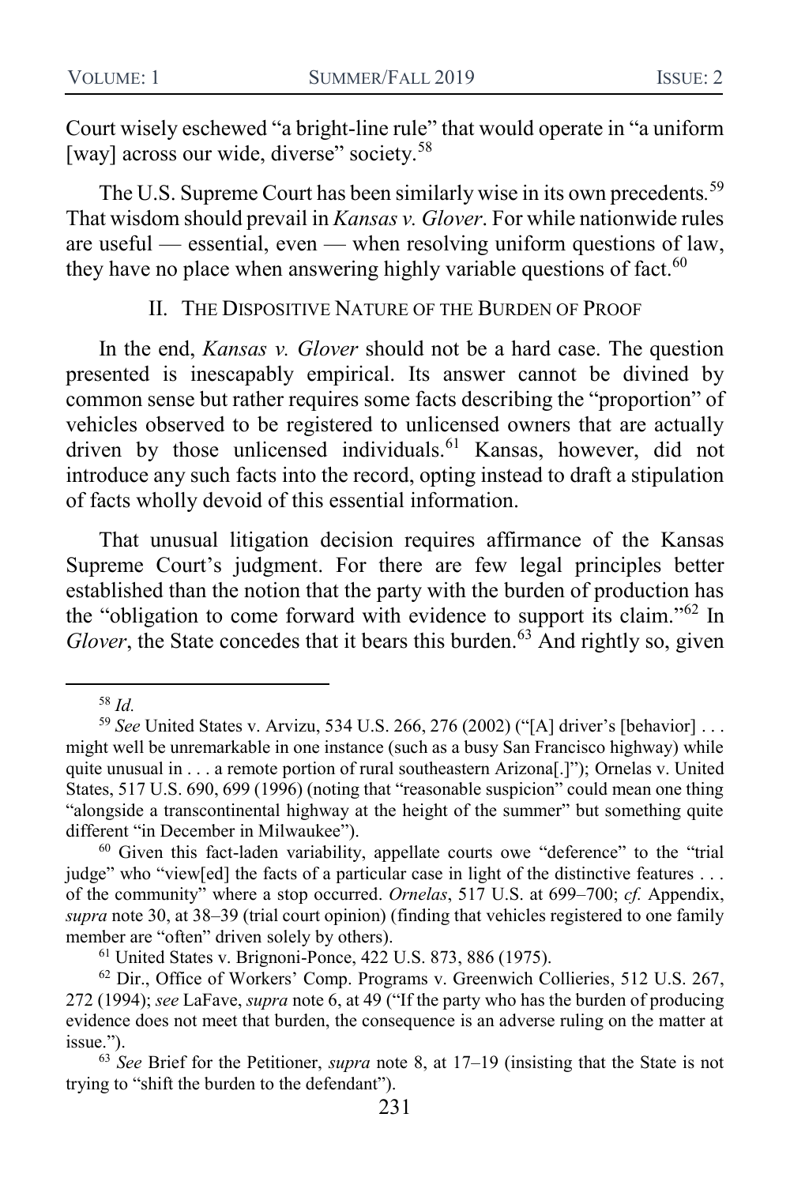Court wisely eschewed "a bright-line rule" that would operate in "a uniform [way] across our wide, diverse" society.[58]

The U.S. Supreme Court has been similarly wise in its own precedents.[59] That wisdom should prevail in *Kansas v. Glover*. For while nationwide rules are useful — essential, even — when resolving uniform questions of law, they have no place when answering highly variable questions of fact.[60]

## II. The Dispositive Nature of the Burden of Proof

In the end, *Kansas v. Glover* should not be a hard case. The question presented is inescapably empirical. Its answer cannot be divined by common sense but rather requires some facts describing the "proportion" of vehicles observed to be registered to unlicensed owners that are actually driven by those unlicensed individuals.[61] Kansas, however, did not introduce any such facts into the record, opting instead to draft a stipulation of facts wholly devoid of this essential information.

That unusual litigation decision requires affirmance of the Kansas Supreme Court's judgment. For there are few legal principles better established than the notion that the party with the burden of production has the "obligation to come forward with evidence to support its claim."[62] In *Glover*, the State concedes that it bears this burden.[63] And rightly so, given

---

[58] *Id.*

[59] *See* United States v. Arvizu, 534 U.S. 266, 276 (2002) ("[A] driver's [behavior] . . . might well be unremarkable in one instance (such as a busy San Francisco highway) while quite unusual in . . . a remote portion of rural southeastern Arizona[.]"); Ornelas v. United States, 517 U.S. 690, 699 (1996) (noting that "reasonable suspicion" could mean one thing "alongside a transcontinental highway at the height of the summer" but something quite different "in December in Milwaukee").

[60] Given this fact-laden variability, appellate courts owe "deference" to the "trial judge" who "view[ed] the facts of a particular case in light of the distinctive features . . . of the community" where a stop occurred. *Ornelas*, 517 U.S. at 699–700; *cf.* Appendix, *supra* note 30, at 38–39 (trial court opinion) (finding that vehicles registered to one family member are "often" driven solely by others).

[61] United States v. Brignoni-Ponce, 422 U.S. 873, 886 (1975).

[62] Dir., Office of Workers' Comp. Programs v. Greenwich Collieries, 512 U.S. 267, 272 (1994); *see* LaFave, *supra* note 6, at 49 ("If the party who has the burden of producing evidence does not meet that burden, the consequence is an adverse ruling on the matter at issue.").

[63] *See* Brief for the Petitioner, *supra* note 8, at 17–19 (insisting that the State is not trying to "shift the burden to the defendant").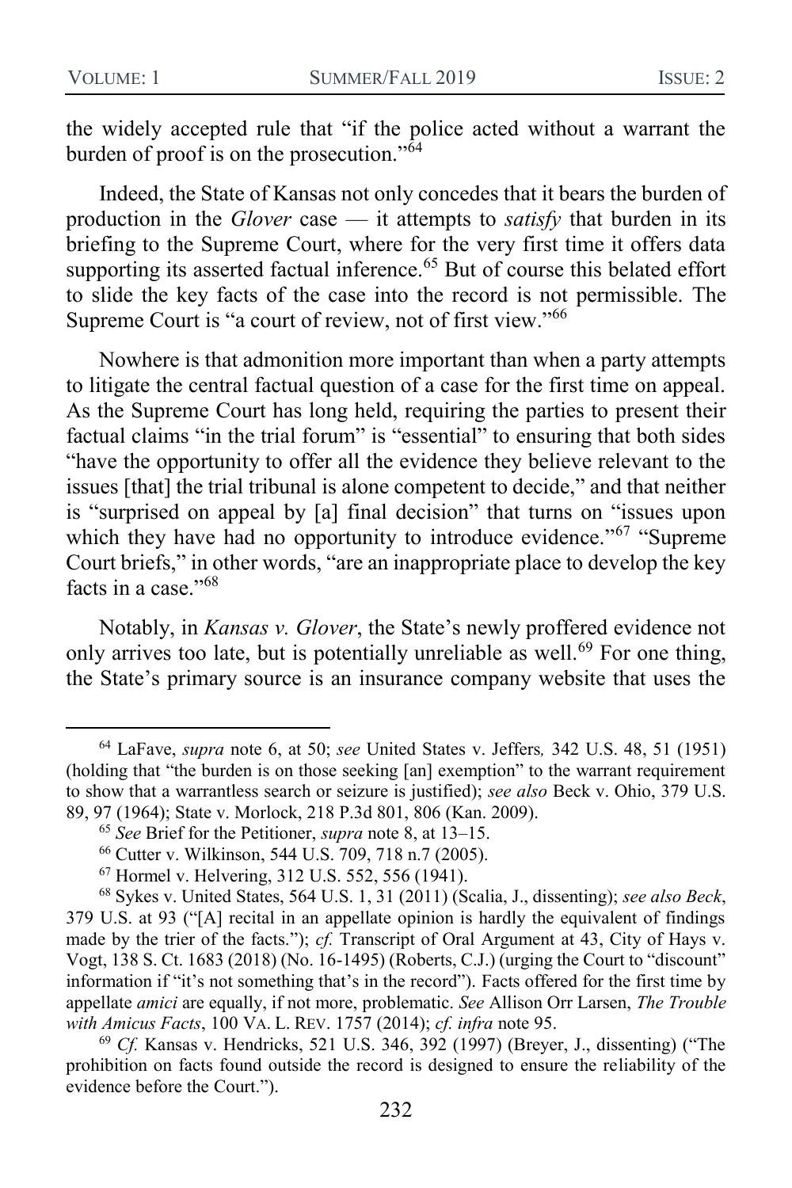the widely accepted rule that "if the police acted without a warrant the burden of proof is on the prosecution."[64]

Indeed, the State of Kansas not only concedes that it bears the burden of production in the *Glover* case — it attempts to *satisfy* that burden in its briefing to the Supreme Court, where for the very first time it offers data supporting its asserted factual inference.[65] But of course this belated effort to slide the key facts of the case into the record is not permissible. The Supreme Court is "a court of review, not of first view."[66]

Nowhere is that admonition more important than when a party attempts to litigate the central factual question of a case for the first time on appeal. As the Supreme Court has long held, requiring the parties to present their factual claims "in the trial forum" is "essential" to ensuring that both sides "have the opportunity to offer all the evidence they believe relevant to the issues [that] the trial tribunal is alone competent to decide," and that neither is "surprised on appeal by [a] final decision" that turns on "issues upon which they have had no opportunity to introduce evidence."[67] "Supreme Court briefs," in other words, "are an inappropriate place to develop the key facts in a case."[68]

Notably, in *Kansas v. Glover*, the State's newly proffered evidence not only arrives too late, but is potentially unreliable as well.[69] For one thing, the State's primary source is an insurance company website that uses the

---

[64] LaFave, *supra* note 6, at 50; *see* United States v. Jeffers*,* 342 U.S. 48, 51 (1951) (holding that "the burden is on those seeking [an] exemption" to the warrant requirement to show that a warrantless search or seizure is justified); *see also* Beck v. Ohio, 379 U.S. 89, 97 (1964); State v. Morlock, 218 P.3d 801, 806 (Kan. 2009).

[65] *See* Brief for the Petitioner, *supra* note 8, at 13–15.

[66] Cutter v. Wilkinson, 544 U.S. 709, 718 n.7 (2005).

[67] Hormel v. Helvering, 312 U.S. 552, 556 (1941).

[68] Sykes v. United States, 564 U.S. 1, 31 (2011) (Scalia, J., dissenting); *see also Beck*, 379 U.S. at 93 ("[A] recital in an appellate opinion is hardly the equivalent of findings made by the trier of the facts."); *cf.* Transcript of Oral Argument at 43, City of Hays v. Vogt, 138 S. Ct. 1683 (2018) (No. 16-1495) (Roberts, C.J.) (urging the Court to "discount" information if "it's not something that's in the record"). Facts offered for the first time by appellate *amici* are equally, if not more, problematic. *See* Allison Orr Larsen, *The Trouble with Amicus Facts*, 100 VA. L. REV. 1757 (2014); *cf. infra* note 95.

[69] *Cf.* Kansas v. Hendricks, 521 U.S. 346, 392 (1997) (Breyer, J., dissenting) ("The prohibition on facts found outside the record is designed to ensure the reliability of the evidence before the Court.").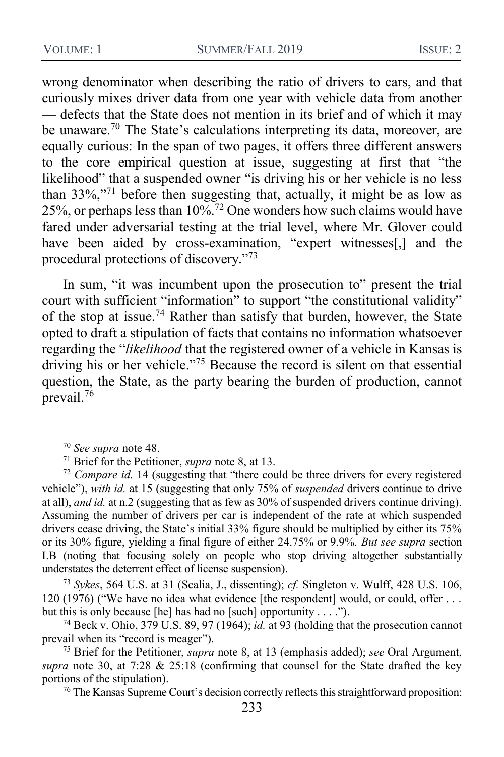wrong denominator when describing the ratio of drivers to cars, and that curiously mixes driver data from one year with vehicle data from another — defects that the State does not mention in its brief and of which it may be unaware.[70] The State's calculations interpreting its data, moreover, are equally curious: In the span of two pages, it offers three different answers to the core empirical question at issue, suggesting at first that "the likelihood" that a suspended owner "is driving his or her vehicle is no less than 33%,"[71] before then suggesting that, actually, it might be as low as 25%, or perhaps less than 10%.[72] One wonders how such claims would have fared under adversarial testing at the trial level, where Mr. Glover could have been aided by cross-examination, "expert witnesses[,] and the procedural protections of discovery."[73]

In sum, "it was incumbent upon the prosecution to" present the trial court with sufficient "information" to support "the constitutional validity" of the stop at issue.[74] Rather than satisfy that burden, however, the State opted to draft a stipulation of facts that contains no information whatsoever regarding the "*likelihood* that the registered owner of a vehicle in Kansas is driving his or her vehicle."[75] Because the record is silent on that essential question, the State, as the party bearing the burden of production, cannot prevail.[76]

---

[70] *See supra* note 48.

[71] Brief for the Petitioner, *supra* note 8, at 13.

[72] *Compare id.* 14 (suggesting that "there could be three drivers for every registered vehicle"), *with id.* at 15 (suggesting that only 75% of *suspended* drivers continue to drive at all), *and id.* at n.2 (suggesting that as few as 30% of suspended drivers continue driving). Assuming the number of drivers per car is independent of the rate at which suspended drivers cease driving, the State's initial 33% figure should be multiplied by either its 75% or its 30% figure, yielding a final figure of either 24.75% or 9.9%. *But see supra* section I.B (noting that focusing solely on people who stop driving altogether substantially understates the deterrent effect of license suspension).

[73] *Sykes*, 564 U.S. at 31 (Scalia, J., dissenting); *cf.* Singleton v. Wulff, 428 U.S. 106, 120 (1976) ("We have no idea what evidence [the respondent] would, or could, offer . . . but this is only because [he] has had no [such] opportunity . . . .").

[74] Beck v. Ohio, 379 U.S. 89, 97 (1964); *id.* at 93 (holding that the prosecution cannot prevail when its "record is meager").

[75] Brief for the Petitioner, *supra* note 8, at 13 (emphasis added); *see* Oral Argument, *supra* note 30, at 7:28 & 25:18 (confirming that counsel for the State drafted the key portions of the stipulation).

[76] The Kansas Supreme Court's decision correctly reflects this straightforward proposition: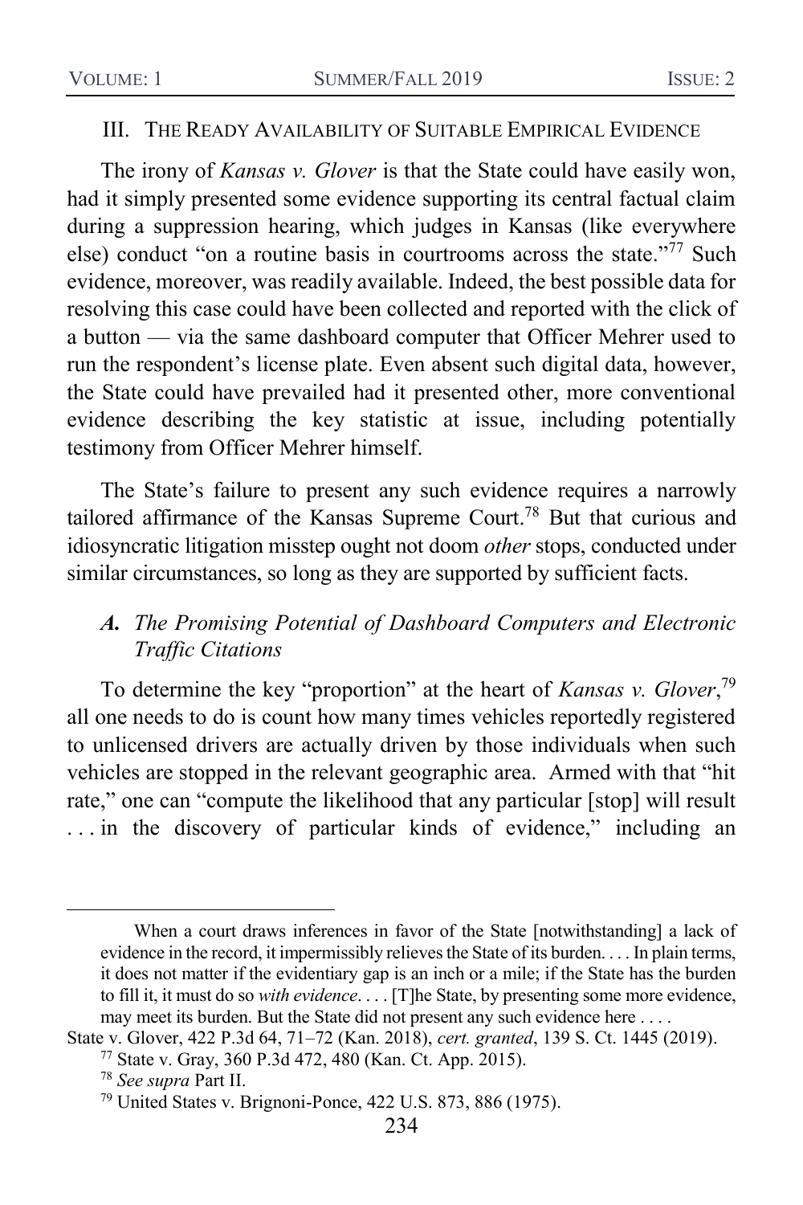## III. THE READY AVAILABILITY OF SUITABLE EMPIRICAL EVIDENCE

The irony of *Kansas v. Glover* is that the State could have easily won, had it simply presented some evidence supporting its central factual claim during a suppression hearing, which judges in Kansas (like everywhere else) conduct "on a routine basis in courtrooms across the state."[77] Such evidence, moreover, was readily available. Indeed, the best possible data for resolving this case could have been collected and reported with the click of a button — via the same dashboard computer that Officer Mehrer used to run the respondent's license plate. Even absent such digital data, however, the State could have prevailed had it presented other, more conventional evidence describing the key statistic at issue, including potentially testimony from Officer Mehrer himself.

The State's failure to present any such evidence requires a narrowly tailored affirmance of the Kansas Supreme Court.[78] But that curious and idiosyncratic litigation misstep ought not doom *other* stops, conducted under similar circumstances, so long as they are supported by sufficient facts.

### *A. The Promising Potential of Dashboard Computers and Electronic Traffic Citations*

To determine the key "proportion" at the heart of *Kansas v. Glover*,[79] all one needs to do is count how many times vehicles reportedly registered to unlicensed drivers are actually driven by those individuals when such vehicles are stopped in the relevant geographic area. Armed with that "hit rate," one can "compute the likelihood that any particular [stop] will result . . . in the discovery of particular kinds of evidence," including an

---

> When a court draws inferences in favor of the State [notwithstanding] a lack of evidence in the record, it impermissibly relieves the State of its burden. . . . In plain terms, it does not matter if the evidentiary gap is an inch or a mile; if the State has the burden to fill it, it must do so *with evidence*. . . . [T]he State, by presenting some more evidence, may meet its burden. But the State did not present any such evidence here . . . .

State v. Glover, 422 P.3d 64, 71–72 (Kan. 2018), *cert. granted*, 139 S. Ct. 1445 (2019).

[77] State v. Gray, 360 P.3d 472, 480 (Kan. Ct. App. 2015).

[78] *See supra* Part II.

[79] United States v. Brignoni-Ponce, 422 U.S. 873, 886 (1975).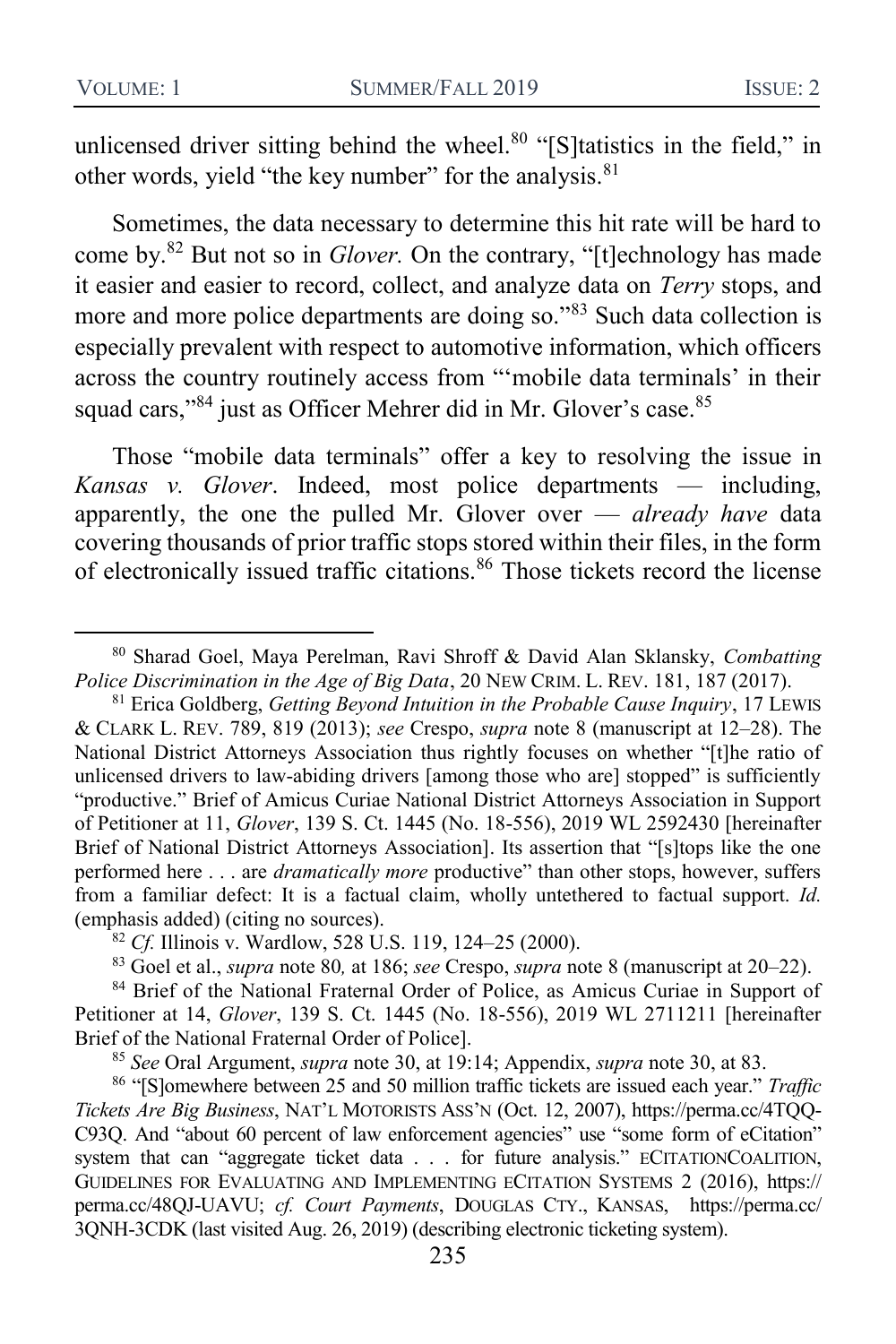unlicensed driver sitting behind the wheel.[80] "[S]tatistics in the field," in other words, yield "the key number" for the analysis.[81]

Sometimes, the data necessary to determine this hit rate will be hard to come by.[82] But not so in *Glover.* On the contrary, "[t]echnology has made it easier and easier to record, collect, and analyze data on *Terry* stops, and more and more police departments are doing so."[83] Such data collection is especially prevalent with respect to automotive information, which officers across the country routinely access from "'mobile data terminals' in their squad cars,"[84] just as Officer Mehrer did in Mr. Glover's case.[85]

Those "mobile data terminals" offer a key to resolving the issue in *Kansas v. Glover*. Indeed, most police departments — including, apparently, the one the pulled Mr. Glover over — *already have* data covering thousands of prior traffic stops stored within their files, in the form of electronically issued traffic citations.[86] Those tickets record the license

---

[80] Sharad Goel, Maya Perelman, Ravi Shroff & David Alan Sklansky, *Combatting Police Discrimination in the Age of Big Data*, 20 NEW CRIM. L. REV. 181, 187 (2017).

[81] Erica Goldberg, *Getting Beyond Intuition in the Probable Cause Inquiry*, 17 LEWIS & CLARK L. REV. 789, 819 (2013); *see* Crespo, *supra* note 8 (manuscript at 12–28). The National District Attorneys Association thus rightly focuses on whether "[t]he ratio of unlicensed drivers to law-abiding drivers [among those who are] stopped" is sufficiently "productive." Brief of Amicus Curiae National District Attorneys Association in Support of Petitioner at 11, *Glover*, 139 S. Ct. 1445 (No. 18-556), 2019 WL 2592430 [hereinafter Brief of National District Attorneys Association]. Its assertion that "[s]tops like the one performed here . . . are *dramatically more* productive" than other stops, however, suffers from a familiar defect: It is a factual claim, wholly untethered to factual support. *Id.* (emphasis added) (citing no sources).

[82] *Cf.* Illinois v. Wardlow, 528 U.S. 119, 124–25 (2000).

[83] Goel et al., *supra* note 80*,* at 186; *see* Crespo, *supra* note 8 (manuscript at 20–22).

[84] Brief of the National Fraternal Order of Police, as Amicus Curiae in Support of Petitioner at 14, *Glover*, 139 S. Ct. 1445 (No. 18-556), 2019 WL 2711211 [hereinafter Brief of the National Fraternal Order of Police].

[85] *See* Oral Argument, *supra* note 30, at 19:14; Appendix, *supra* note 30, at 83.

[86] "[S]omewhere between 25 and 50 million traffic tickets are issued each year." *Traffic Tickets Are Big Business*, NAT'L MOTORISTS ASS'N (Oct. 12, 2007), https://perma.cc/4TQQ-C93Q. And "about 60 percent of law enforcement agencies" use "some form of eCitation" system that can "aggregate ticket data . . . for future analysis." ECITATIONCOALITION, GUIDELINES FOR EVALUATING AND IMPLEMENTING ECITATION SYSTEMS 2 (2016), https://perma.cc/48QJ-UAVU; *cf. Court Payments*, DOUGLAS CTY., KANSAS, https://perma.cc/3QNH-3CDK (last visited Aug. 26, 2019) (describing electronic ticketing system).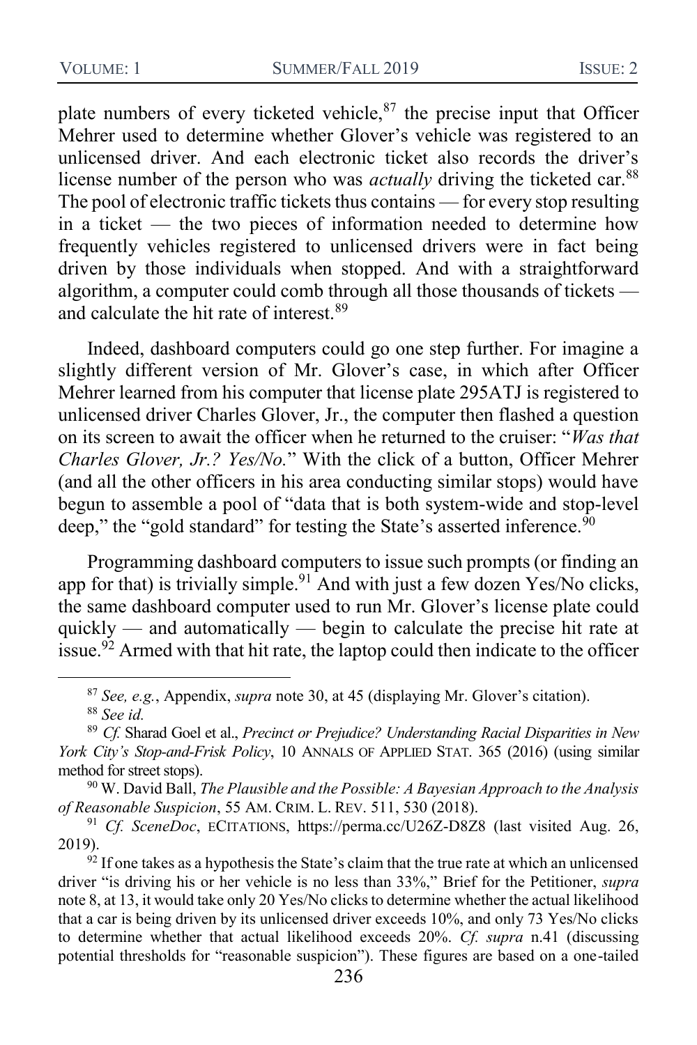plate numbers of every ticketed vehicle,[87] the precise input that Officer Mehrer used to determine whether Glover's vehicle was registered to an unlicensed driver. And each electronic ticket also records the driver's license number of the person who was *actually* driving the ticketed car.[88] The pool of electronic traffic tickets thus contains — for every stop resulting in a ticket — the two pieces of information needed to determine how frequently vehicles registered to unlicensed drivers were in fact being driven by those individuals when stopped. And with a straightforward algorithm, a computer could comb through all those thousands of tickets — and calculate the hit rate of interest.[89]

Indeed, dashboard computers could go one step further. For imagine a slightly different version of Mr. Glover's case, in which after Officer Mehrer learned from his computer that license plate 295ATJ is registered to unlicensed driver Charles Glover, Jr., the computer then flashed a question on its screen to await the officer when he returned to the cruiser: "*Was that Charles Glover, Jr.? Yes/No.*" With the click of a button, Officer Mehrer (and all the other officers in his area conducting similar stops) would have begun to assemble a pool of "data that is both system-wide and stop-level deep," the "gold standard" for testing the State's asserted inference.[90]

Programming dashboard computers to issue such prompts (or finding an app for that) is trivially simple.[91] And with just a few dozen Yes/No clicks, the same dashboard computer used to run Mr. Glover's license plate could quickly — and automatically — begin to calculate the precise hit rate at issue.[92] Armed with that hit rate, the laptop could then indicate to the officer

---

[87] *See, e.g.*, Appendix, *supra* note 30, at 45 (displaying Mr. Glover's citation).

[88] *See id.*

[89] *Cf.* Sharad Goel et al., *Precinct or Prejudice? Understanding Racial Disparities in New York City's Stop-and-Frisk Policy*, 10 ANNALS OF APPLIED STAT. 365 (2016) (using similar method for street stops).

[90] W. David Ball, *The Plausible and the Possible: A Bayesian Approach to the Analysis of Reasonable Suspicion*, 55 AM. CRIM. L. REV. 511, 530 (2018).

[91] *Cf. SceneDoc*, ECITATIONS, https://perma.cc/U26Z-D8Z8 (last visited Aug. 26, 2019).

[92] If one takes as a hypothesis the State's claim that the true rate at which an unlicensed driver "is driving his or her vehicle is no less than 33%," Brief for the Petitioner, *supra* note 8, at 13, it would take only 20 Yes/No clicks to determine whether the actual likelihood that a car is being driven by its unlicensed driver exceeds 10%, and only 73 Yes/No clicks to determine whether that actual likelihood exceeds 20%. *Cf. supra* n.41 (discussing potential thresholds for "reasonable suspicion"). These figures are based on a one-tailed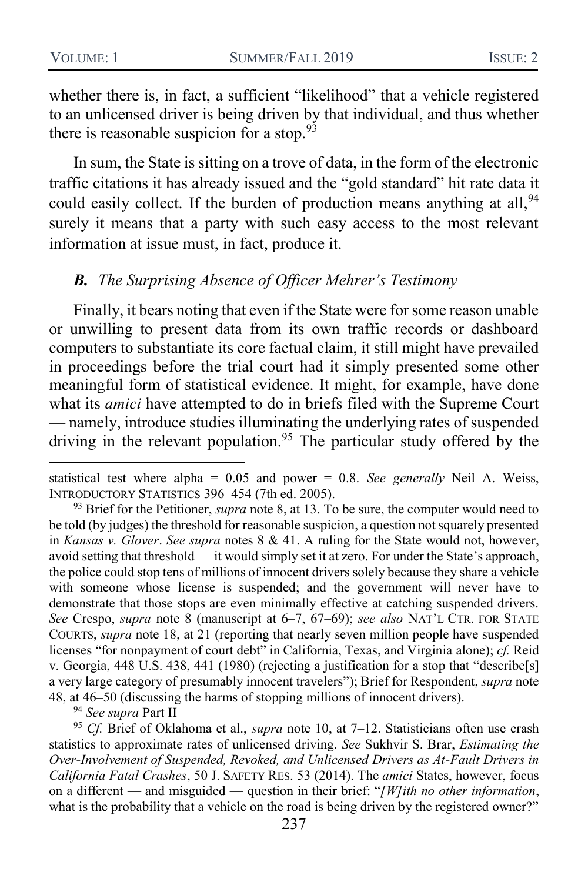whether there is, in fact, a sufficient "likelihood" that a vehicle registered to an unlicensed driver is being driven by that individual, and thus whether there is reasonable suspicion for a stop.[93]

In sum, the State is sitting on a trove of data, in the form of the electronic traffic citations it has already issued and the "gold standard" hit rate data it could easily collect. If the burden of production means anything at all,[94] surely it means that a party with such easy access to the most relevant information at issue must, in fact, produce it.

### *B. The Surprising Absence of Officer Mehrer's Testimony*

Finally, it bears noting that even if the State were for some reason unable or unwilling to present data from its own traffic records or dashboard computers to substantiate its core factual claim, it still might have prevailed in proceedings before the trial court had it simply presented some other meaningful form of statistical evidence. It might, for example, have done what its *amici* have attempted to do in briefs filed with the Supreme Court — namely, introduce studies illuminating the underlying rates of suspended driving in the relevant population.[95] The particular study offered by the

---

statistical test where alpha = 0.05 and power = 0.8. *See generally* Neil A. Weiss, INTRODUCTORY STATISTICS 396–454 (7th ed. 2005).

[93] Brief for the Petitioner, *supra* note 8, at 13. To be sure, the computer would need to be told (by judges) the threshold for reasonable suspicion, a question not squarely presented in *Kansas v. Glover*. *See supra* notes 8 & 41. A ruling for the State would not, however, avoid setting that threshold — it would simply set it at zero. For under the State's approach, the police could stop tens of millions of innocent drivers solely because they share a vehicle with someone whose license is suspended; and the government will never have to demonstrate that those stops are even minimally effective at catching suspended drivers. *See* Crespo, *supra* note 8 (manuscript at 6–7, 67–69); *see also* NAT'L CTR. FOR STATE COURTS, *supra* note 18, at 21 (reporting that nearly seven million people have suspended licenses "for nonpayment of court debt" in California, Texas, and Virginia alone); *cf.* Reid v. Georgia, 448 U.S. 438, 441 (1980) (rejecting a justification for a stop that "describe[s] a very large category of presumably innocent travelers"); Brief for Respondent, *supra* note 48, at 46–50 (discussing the harms of stopping millions of innocent drivers).

[94] *See supra* Part II

[95] *Cf.* Brief of Oklahoma et al., *supra* note 10, at 7–12. Statisticians often use crash statistics to approximate rates of unlicensed driving. *See* Sukhvir S. Brar, *Estimating the Over-Involvement of Suspended, Revoked, and Unlicensed Drivers as At-Fault Drivers in California Fatal Crashes*, 50 J. SAFETY RES. 53 (2014). The *amici* States, however, focus on a different — and misguided — question in their brief: "*[W]ith no other information*, what is the probability that a vehicle on the road is being driven by the registered owner?"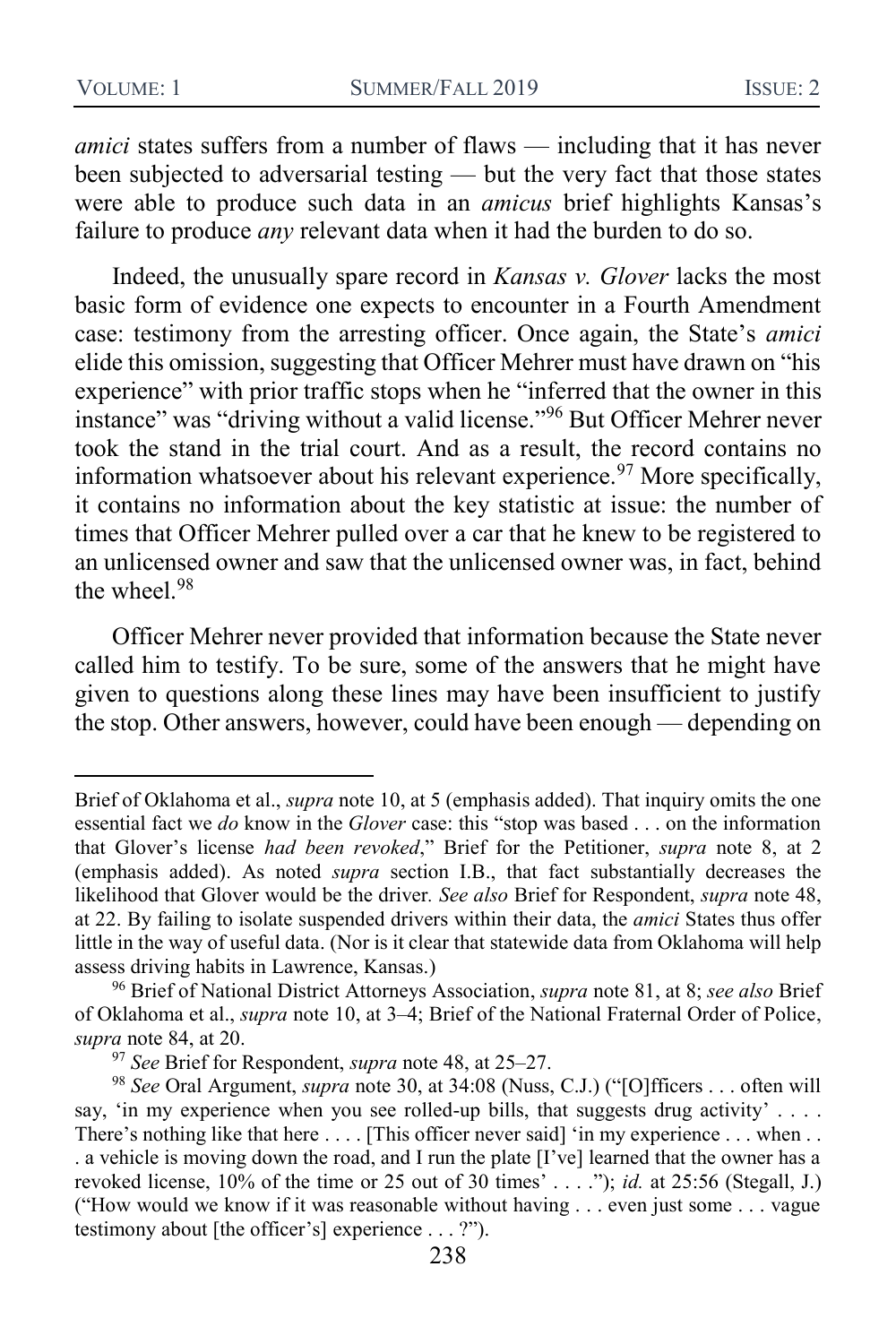*amici* states suffers from a number of flaws — including that it has never been subjected to adversarial testing — but the very fact that those states were able to produce such data in an *amicus* brief highlights Kansas's failure to produce *any* relevant data when it had the burden to do so.

Indeed, the unusually spare record in *Kansas v. Glover* lacks the most basic form of evidence one expects to encounter in a Fourth Amendment case: testimony from the arresting officer. Once again, the State's *amici* elide this omission, suggesting that Officer Mehrer must have drawn on "his experience" with prior traffic stops when he "inferred that the owner in this instance" was "driving without a valid license."[96] But Officer Mehrer never took the stand in the trial court. And as a result, the record contains no information whatsoever about his relevant experience.[97] More specifically, it contains no information about the key statistic at issue: the number of times that Officer Mehrer pulled over a car that he knew to be registered to an unlicensed owner and saw that the unlicensed owner was, in fact, behind the wheel.[98]

Officer Mehrer never provided that information because the State never called him to testify. To be sure, some of the answers that he might have given to questions along these lines may have been insufficient to justify the stop. Other answers, however, could have been enough — depending on

---

Brief of Oklahoma et al., *supra* note 10, at 5 (emphasis added). That inquiry omits the one essential fact we *do* know in the *Glover* case: this "stop was based . . . on the information that Glover's license *had been revoked*," Brief for the Petitioner, *supra* note 8, at 2 (emphasis added). As noted *supra* section I.B., that fact substantially decreases the likelihood that Glover would be the driver. *See also* Brief for Respondent, *supra* note 48, at 22. By failing to isolate suspended drivers within their data, the *amici* States thus offer little in the way of useful data. (Nor is it clear that statewide data from Oklahoma will help assess driving habits in Lawrence, Kansas.)

[96] Brief of National District Attorneys Association, *supra* note 81, at 8; *see also* Brief of Oklahoma et al., *supra* note 10, at 3–4; Brief of the National Fraternal Order of Police, *supra* note 84, at 20.

[97] *See* Brief for Respondent, *supra* note 48, at 25–27.

[98] *See* Oral Argument, *supra* note 30, at 34:08 (Nuss, C.J.) ("[O]fficers . . . often will say, 'in my experience when you see rolled-up bills, that suggests drug activity' . . . . There's nothing like that here . . . . [This officer never said] 'in my experience . . . when . . . a vehicle is moving down the road, and I run the plate [I've] learned that the owner has a revoked license, 10% of the time or 25 out of 30 times' . . . ."); *id.* at 25:56 (Stegall, J.) ("How would we know if it was reasonable without having . . . even just some . . . vague testimony about [the officer's] experience . . . ?").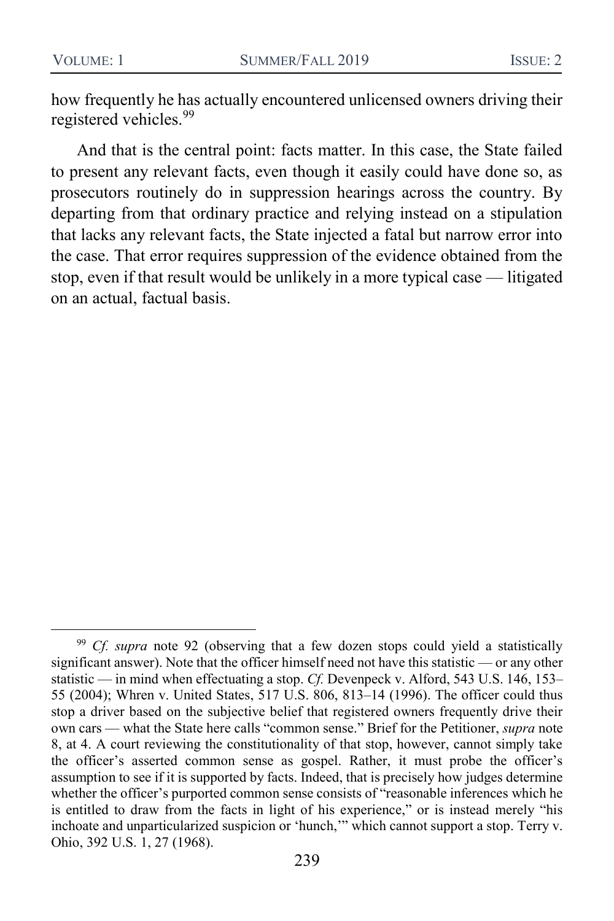how frequently he has actually encountered unlicensed owners driving their registered vehicles.[99]

And that is the central point: facts matter. In this case, the State failed to present any relevant facts, even though it easily could have done so, as prosecutors routinely do in suppression hearings across the country. By departing from that ordinary practice and relying instead on a stipulation that lacks any relevant facts, the State injected a fatal but narrow error into the case. That error requires suppression of the evidence obtained from the stop, even if that result would be unlikely in a more typical case — litigated on an actual, factual basis.

---

[99] *Cf. supra* note 92 (observing that a few dozen stops could yield a statistically significant answer). Note that the officer himself need not have this statistic — or any other statistic — in mind when effectuating a stop. *Cf.* Devenpeck v. Alford, 543 U.S. 146, 153–55 (2004); Whren v. United States, 517 U.S. 806, 813–14 (1996). The officer could thus stop a driver based on the subjective belief that registered owners frequently drive their own cars — what the State here calls "common sense." Brief for the Petitioner, *supra* note 8, at 4. A court reviewing the constitutionality of that stop, however, cannot simply take the officer's asserted common sense as gospel. Rather, it must probe the officer's assumption to see if it is supported by facts. Indeed, that is precisely how judges determine whether the officer's purported common sense consists of "reasonable inferences which he is entitled to draw from the facts in light of his experience," or is instead merely "his inchoate and unparticularized suspicion or 'hunch,'" which cannot support a stop. Terry v. Ohio, 392 U.S. 1, 27 (1968).